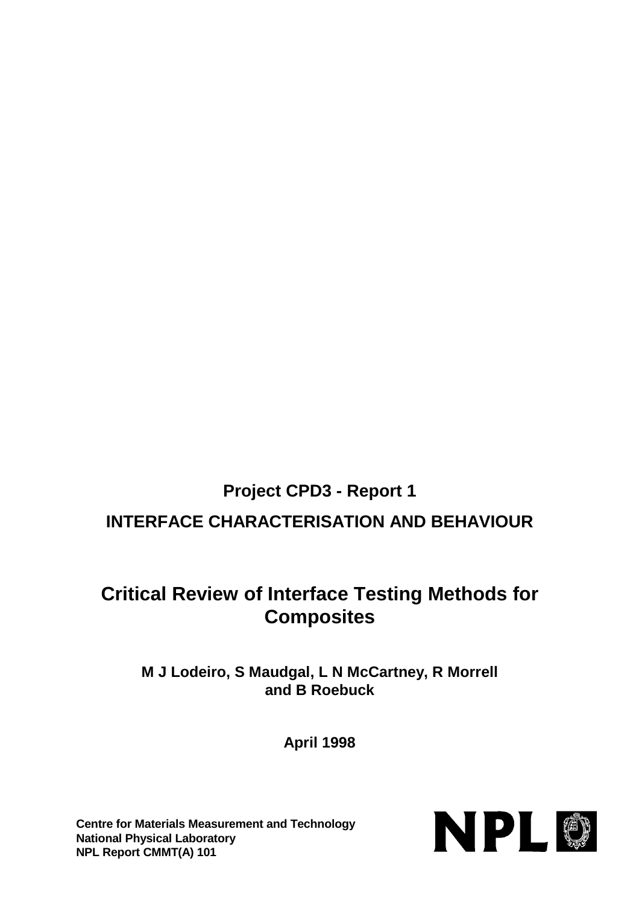**Project CPD3 - Report 1**

**INTERFACE CHARACTERISATION AND BEHAVIOUR**

# Critical Review of Interface Testing Methods for Composites

**M J Lodeiro, S Maudgal, L N McCartney, R Morrell and B Roebuck**

**April 1998**

**Centre for Materials Measurement and Technology**
**National Physical Laboratory**
**NPL Report CMMT(A) 101**

NPL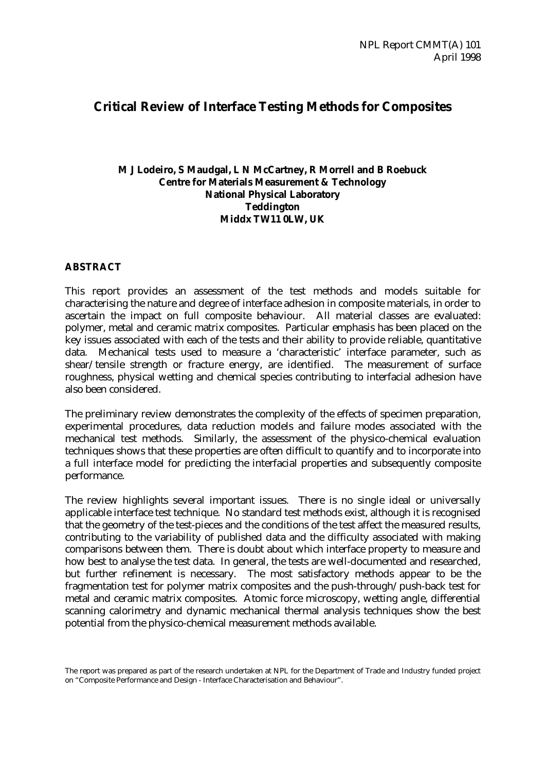NPL Report CMMT(A) 101
April 1998

# Critical Review of Interface Testing Methods for Composites

**M J Lodeiro, S Maudgal, L N McCartney, R Morrell and B Roebuck**
**Centre for Materials Measurement & Technology**
**National Physical Laboratory**
**Teddington**
**Middx TW11 0LW, UK**

## ABSTRACT

This report provides an assessment of the test methods and models suitable for characterising the nature and degree of interface adhesion in composite materials, in order to ascertain the impact on full composite behaviour. All material classes are evaluated: polymer, metal and ceramic matrix composites. Particular emphasis has been placed on the key issues associated with each of the tests and their ability to provide reliable, quantitative data. Mechanical tests used to measure a 'characteristic' interface parameter, such as shear/tensile strength or fracture energy, are identified. The measurement of surface roughness, physical wetting and chemical species contributing to interfacial adhesion have also been considered.

The preliminary review demonstrates the complexity of the effects of specimen preparation, experimental procedures, data reduction models and failure modes associated with the mechanical test methods. Similarly, the assessment of the physico-chemical evaluation techniques shows that these properties are often difficult to quantify and to incorporate into a full interface model for predicting the interfacial properties and subsequently composite performance.

The review highlights several important issues. There is no single ideal or universally applicable interface test technique. No standard test methods exist, although it is recognised that the geometry of the test-pieces and the conditions of the test affect the measured results, contributing to the variability of published data and the difficulty associated with making comparisons between them. There is doubt about which interface property to measure and how best to analyse the test data. In general, the tests are well-documented and researched, but further refinement is necessary. The most satisfactory methods appear to be the fragmentation test for polymer matrix composites and the push-through/push-back test for metal and ceramic matrix composites. Atomic force microscopy, wetting angle, differential scanning calorimetry and dynamic mechanical thermal analysis techniques show the best potential from the physico-chemical measurement methods available.

The report was prepared as part of the research undertaken at NPL for the Department of Trade and Industry funded project on "Composite Performance and Design - Interface Characterisation and Behaviour".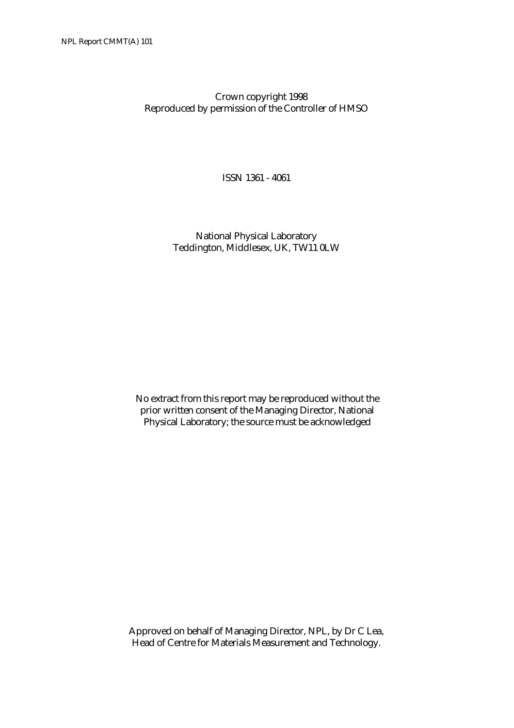Crown copyright 1998
Reproduced by permission of the Controller of HMSO

ISSN 1361 - 4061

National Physical Laboratory
Teddington, Middlesex, UK, TW11 0LW

No extract from this report may be reproduced without the prior written consent of the Managing Director, National Physical Laboratory; the source must be acknowledged

Approved on behalf of Managing Director, NPL, by Dr C Lea,
Head of Centre for Materials Measurement and Technology.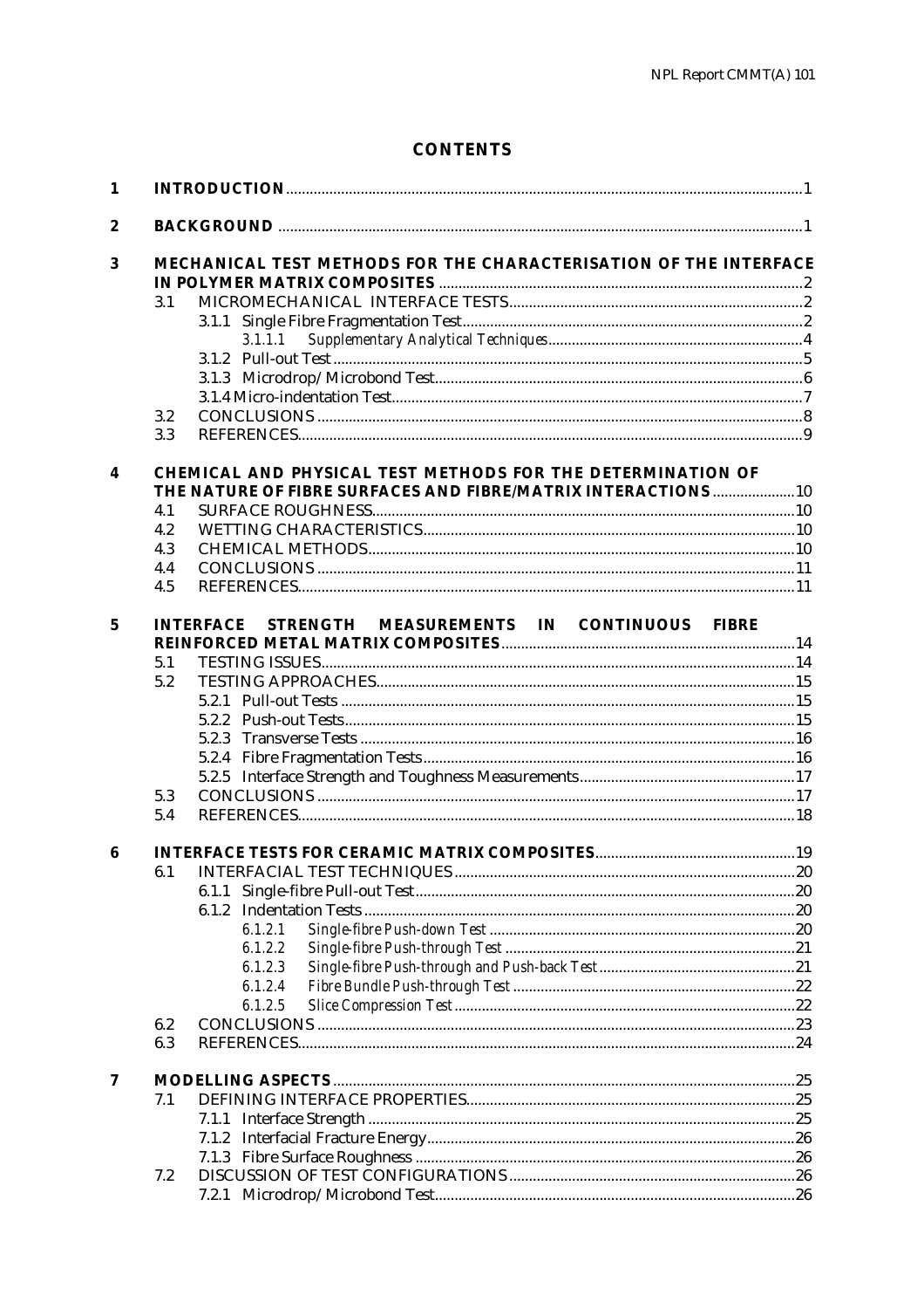# CONTENTS

1 **INTRODUCTION** .......... 1

2 **BACKGROUND** .......... 1

3 **MECHANICAL TEST METHODS FOR THE CHARACTERISATION OF THE INTERFACE IN POLYMER MATRIX COMPOSITES** .......... 2

- 3.1 MICROMECHANICAL INTERFACE TESTS .......... 2
  - 3.1.1 Single Fibre Fragmentation Test .......... 2
    - *3.1.1.1 Supplementary Analytical Techniques* .......... 4
  - 3.1.2 Pull-out Test .......... 5
  - 3.1.3 Microdrop/Microbond Test .......... 6
  - 3.1.4 Micro-indentation Test .......... 7
- 3.2 CONCLUSIONS .......... 8
- 3.3 REFERENCES .......... 9

4 **CHEMICAL AND PHYSICAL TEST METHODS FOR THE DETERMINATION OF THE NATURE OF FIBRE SURFACES AND FIBRE/MATRIX INTERACTIONS** .......... 10

- 4.1 SURFACE ROUGHNESS .......... 10
- 4.2 WETTING CHARACTERISTICS .......... 10
- 4.3 CHEMICAL METHODS .......... 10
- 4.4 CONCLUSIONS .......... 11
- 4.5 REFERENCES .......... 11

5 **INTERFACE STRENGTH MEASUREMENTS IN CONTINUOUS FIBRE REINFORCED METAL MATRIX COMPOSITES** .......... 14

- 5.1 TESTING ISSUES .......... 14
- 5.2 TESTING APPROACHES .......... 15
  - 5.2.1 Pull-out Tests .......... 15
  - 5.2.2 Push-out Tests .......... 15
  - 5.2.3 Transverse Tests .......... 16
  - 5.2.4 Fibre Fragmentation Tests .......... 16
  - 5.2.5 Interface Strength and Toughness Measurements .......... 17
- 5.3 CONCLUSIONS .......... 17
- 5.4 REFERENCES .......... 18

6 **INTERFACE TESTS FOR CERAMIC MATRIX COMPOSITES** .......... 19

- 6.1 INTERFACIAL TEST TECHNIQUES .......... 20
  - 6.1.1 Single-fibre Pull-out Test .......... 20
  - 6.1.2 Indentation Tests .......... 20
    - *6.1.2.1 Single-fibre Push-down Test* .......... 20
    - *6.1.2.2 Single-fibre Push-through Test* .......... 21
    - *6.1.2.3 Single-fibre Push-through and Push-back Test* .......... 21
    - *6.1.2.4 Fibre Bundle Push-through Test* .......... 22
    - *6.1.2.5 Slice Compression Test* .......... 22
- 6.2 CONCLUSIONS .......... 23
- 6.3 REFERENCES .......... 24

7 **MODELLING ASPECTS** .......... 25

- 7.1 DEFINING INTERFACE PROPERTIES .......... 25
  - 7.1.1 Interface Strength .......... 25
  - 7.1.2 Interfacial Fracture Energy .......... 26
  - 7.1.3 Fibre Surface Roughness .......... 26
- 7.2 DISCUSSION OF TEST CONFIGURATIONS .......... 26
  - 7.2.1 Microdrop/Microbond Test .......... 26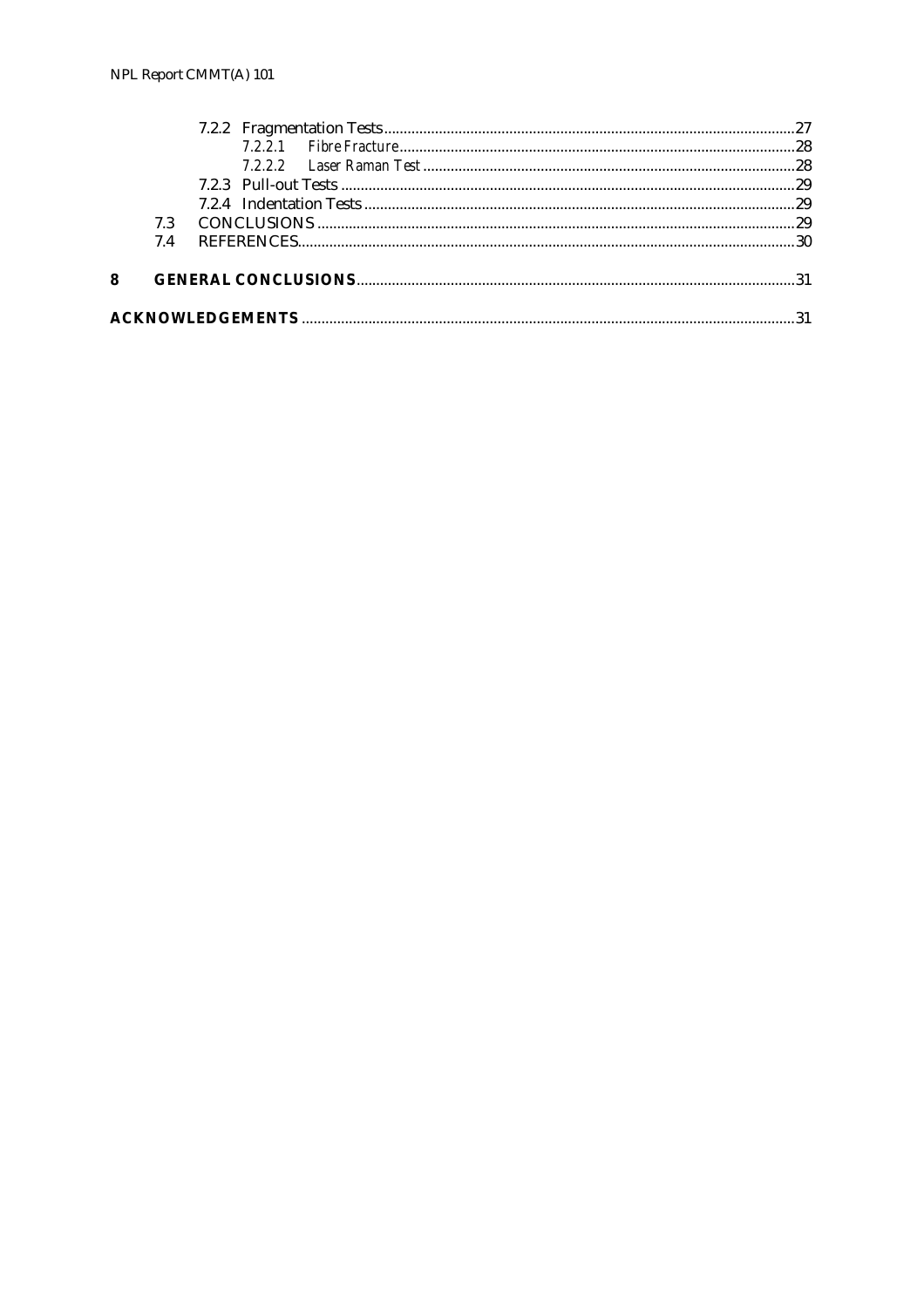7.2.2 Fragmentation Tests....................................................................................................27

*7.2.2.1 Fibre Fracture*....................................................................................................28

*7.2.2.2 Laser Raman Test*..............................................................................................28

7.2.3 Pull-out Tests....................................................................................................29

7.2.4 Indentation Tests................................................................................................29

7.3 CONCLUSIONS.........................................................................................................29

7.4 REFERENCES............................................................................................................30

**8 GENERAL CONCLUSIONS**...............................................................................................31

**ACKNOWLEDGEMENTS**.......................................................................................................31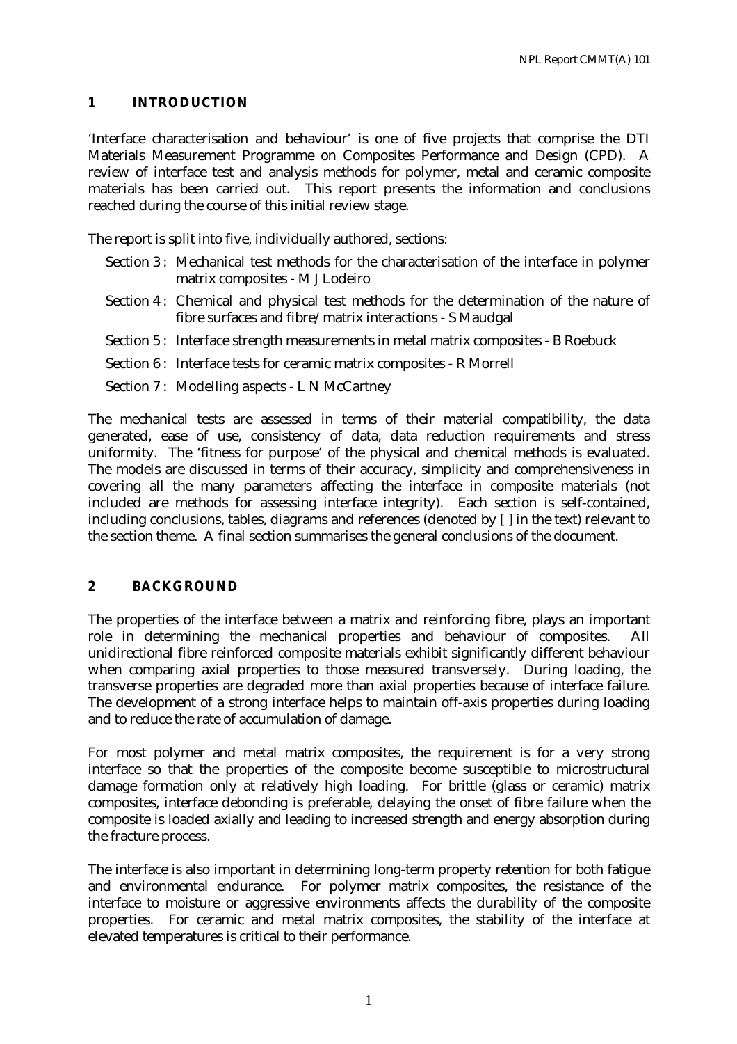## 1 INTRODUCTION

'Interface characterisation and behaviour' is one of five projects that comprise the DTI Materials Measurement Programme on Composites Performance and Design (CPD). A review of interface test and analysis methods for polymer, metal and ceramic composite materials has been carried out. This report presents the information and conclusions reached during the course of this initial review stage.

The report is split into five, individually authored, sections:

- Section 3 : Mechanical test methods for the characterisation of the interface in polymer matrix composites - M J Lodeiro
- Section 4 : Chemical and physical test methods for the determination of the nature of fibre surfaces and fibre/matrix interactions - S Maudgal
- Section 5 : Interface strength measurements in metal matrix composites - B Roebuck
- Section 6 : Interface tests for ceramic matrix composites - R Morrell
- Section 7 : Modelling aspects - L N McCartney

The mechanical tests are assessed in terms of their material compatibility, the data generated, ease of use, consistency of data, data reduction requirements and stress uniformity. The 'fitness for purpose' of the physical and chemical methods is evaluated. The models are discussed in terms of their accuracy, simplicity and comprehensiveness in covering all the many parameters affecting the interface in composite materials (not included are methods for assessing interface integrity). Each section is self-contained, including conclusions, tables, diagrams and references (denoted by [ ] in the text) relevant to the section theme. A final section summarises the general conclusions of the document.

## 2 BACKGROUND

The properties of the interface between a matrix and reinforcing fibre, plays an important role in determining the mechanical properties and behaviour of composites. All unidirectional fibre reinforced composite materials exhibit significantly different behaviour when comparing axial properties to those measured transversely. During loading, the transverse properties are degraded more than axial properties because of interface failure. The development of a strong interface helps to maintain off-axis properties during loading and to reduce the rate of accumulation of damage.

For most polymer and metal matrix composites, the requirement is for a very strong interface so that the properties of the composite become susceptible to microstructural damage formation only at relatively high loading. For brittle (glass or ceramic) matrix composites, interface debonding is preferable, delaying the onset of fibre failure when the composite is loaded axially and leading to increased strength and energy absorption during the fracture process.

The interface is also important in determining long-term property retention for both fatigue and environmental endurance. For polymer matrix composites, the resistance of the interface to moisture or aggressive environments affects the durability of the composite properties. For ceramic and metal matrix composites, the stability of the interface at elevated temperatures is critical to their performance.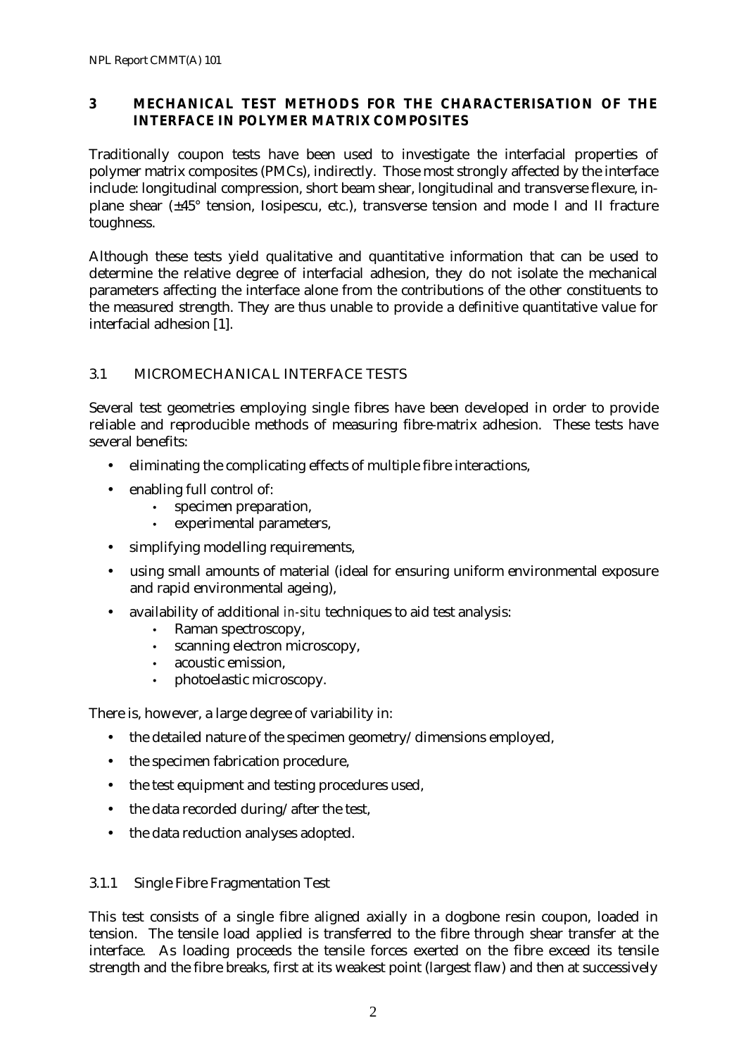## 3 MECHANICAL TEST METHODS FOR THE CHARACTERISATION OF THE INTERFACE IN POLYMER MATRIX COMPOSITES

Traditionally coupon tests have been used to investigate the interfacial properties of polymer matrix composites (PMCs), indirectly. Those most strongly affected by the interface include: longitudinal compression, short beam shear, longitudinal and transverse flexure, in-plane shear (±45° tension, Iosipescu, etc.), transverse tension and mode I and II fracture toughness.

Although these tests yield qualitative and quantitative information that can be used to determine the relative degree of interfacial adhesion, they do not isolate the mechanical parameters affecting the interface alone from the contributions of the other constituents to the measured strength. They are thus unable to provide a definitive quantitative value for interfacial adhesion [1].

### 3.1 MICROMECHANICAL INTERFACE TESTS

Several test geometries employing single fibres have been developed in order to provide reliable and reproducible methods of measuring fibre-matrix adhesion. These tests have several benefits:

- eliminating the complicating effects of multiple fibre interactions,
- enabling full control of:
  - specimen preparation,
  - experimental parameters,
- simplifying modelling requirements,
- using small amounts of material (ideal for ensuring uniform environmental exposure and rapid environmental ageing),
- availability of additional *in-situ* techniques to aid test analysis:
  - Raman spectroscopy,
  - scanning electron microscopy,
  - acoustic emission,
  - photoelastic microscopy.

There is, however, a large degree of variability in:

- the detailed nature of the specimen geometry/dimensions employed,
- the specimen fabrication procedure,
- the test equipment and testing procedures used,
- the data recorded during/after the test,
- the data reduction analyses adopted.

#### 3.1.1 Single Fibre Fragmentation Test

This test consists of a single fibre aligned axially in a dogbone resin coupon, loaded in tension. The tensile load applied is transferred to the fibre through shear transfer at the interface. As loading proceeds the tensile forces exerted on the fibre exceed its tensile strength and the fibre breaks, first at its weakest point (largest flaw) and then at successively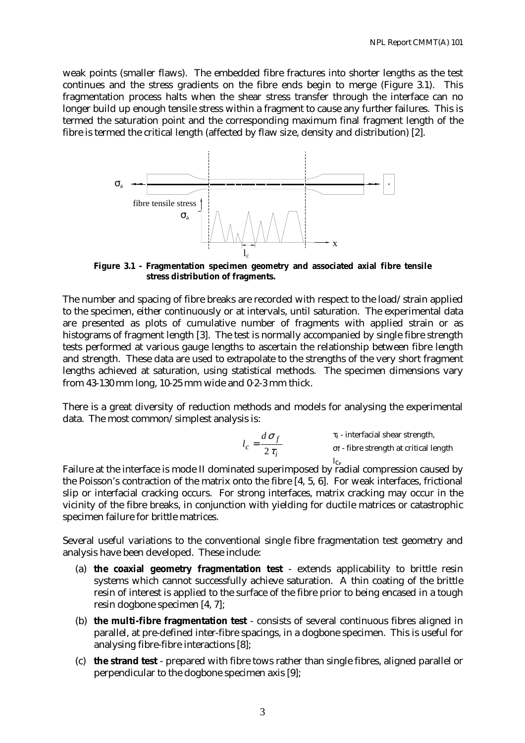weak points (smaller flaws). The embedded fibre fractures into shorter lengths as the test continues and the stress gradients on the fibre ends begin to merge (Figure 3.1). This fragmentation process halts when the shear stress transfer through the interface can no longer build up enough tensile stress within a fragment to cause any further failures. This is termed the saturation point and the corresponding maximum final fragment length of the fibre is termed the critical length (affected by flaw size, density and distribution) [2].

$\sigma_a$

fibre tensile stress

$\sigma_a$

x

$l_c$

**Figure 3.1 - Fragmentation specimen geometry and associated axial fibre tensile stress distribution of fragments.**

The number and spacing of fibre breaks are recorded with respect to the load/strain applied to the specimen, either continuously or at intervals, until saturation. The experimental data are presented as plots of cumulative number of fragments with applied strain or as histograms of fragment length [3]. The test is normally accompanied by single fibre strength tests performed at various gauge lengths to ascertain the relationship between fibre length and strength. These data are used to extrapolate to the strengths of the very short fragment lengths achieved at saturation, using statistical methods. The specimen dimensions vary from 43-130 mm long, 10-25 mm wide and 0·2-3 mm thick.

There is a great diversity of reduction methods and models for analysing the experimental data. The most common/simplest analysis is:

$$l_c = \frac{d\,\sigma_f}{2\,\tau_i}$$

$\tau_i$ - interfacial shear strength,
$\sigma_f$ - fibre strength at critical length $l_c$,

Failure at the interface is mode II dominated superimposed by radial compression caused by the Poisson's contraction of the matrix onto the fibre [4, 5, 6]. For weak interfaces, frictional slip or interfacial cracking occurs. For strong interfaces, matrix cracking may occur in the vicinity of the fibre breaks, in conjunction with yielding for ductile matrices or catastrophic specimen failure for brittle matrices.

Several useful variations to the conventional single fibre fragmentation test geometry and analysis have been developed. These include:

(a) **the coaxial geometry fragmentation test** - extends applicability to brittle resin systems which cannot successfully achieve saturation. A thin coating of the brittle resin of interest is applied to the surface of the fibre prior to being encased in a tough resin dogbone specimen [4, 7];

(b) **the multi-fibre fragmentation test** - consists of several continuous fibres aligned in parallel, at pre-defined inter-fibre spacings, in a dogbone specimen. This is useful for analysing fibre-fibre interactions [8];

(c) **the strand test** - prepared with fibre tows rather than single fibres, aligned parallel or perpendicular to the dogbone specimen axis [9];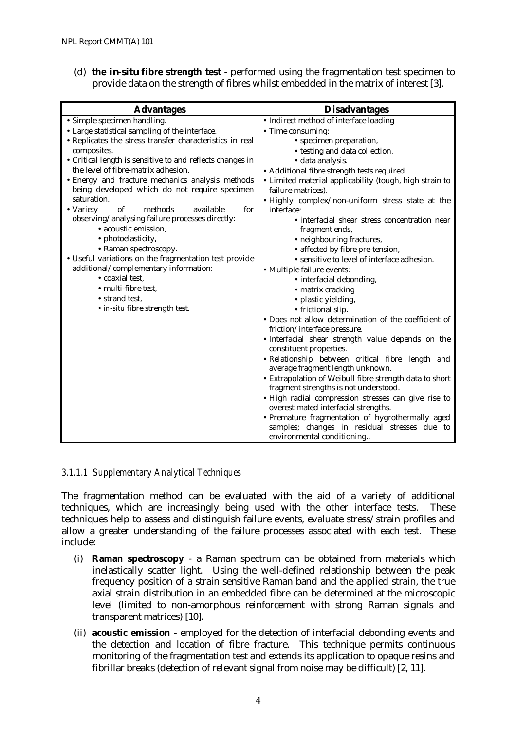(d) **the in-situ fibre strength test** - performed using the fragmentation test specimen to provide data on the strength of fibres whilst embedded in the matrix of interest [3].

| Advantages | Disadvantages |
|---|---|
| • Simple specimen handling.<br>• Large statistical sampling of the interface.<br>• Replicates the stress transfer characteristics in real composites.<br>• Critical length is sensitive to and reflects changes in the level of fibre-matrix adhesion.<br>• Energy and fracture mechanics analysis methods being developed which do not require specimen saturation.<br>• Variety of methods available for observing/analysing failure processes directly:<br>&nbsp;&nbsp;&nbsp;&nbsp;• acoustic emission,<br>&nbsp;&nbsp;&nbsp;&nbsp;• photoelasticity,<br>&nbsp;&nbsp;&nbsp;&nbsp;• Raman spectroscopy.<br>• Useful variations on the fragmentation test provide additional/complementary information:<br>&nbsp;&nbsp;&nbsp;&nbsp;• coaxial test,<br>&nbsp;&nbsp;&nbsp;&nbsp;• multi-fibre test,<br>&nbsp;&nbsp;&nbsp;&nbsp;• strand test,<br>&nbsp;&nbsp;&nbsp;&nbsp;• *in-situ* fibre strength test. | • Indirect method of interface loading<br>• Time consuming:<br>&nbsp;&nbsp;&nbsp;&nbsp;• specimen preparation,<br>&nbsp;&nbsp;&nbsp;&nbsp;• testing and data collection,<br>&nbsp;&nbsp;&nbsp;&nbsp;• data analysis.<br>• Additional fibre strength tests required.<br>• Limited material applicability (tough, high strain to failure matrices).<br>• Highly complex/non-uniform stress state at the interface:<br>&nbsp;&nbsp;&nbsp;&nbsp;• interfacial shear stress concentration near fragment ends,<br>&nbsp;&nbsp;&nbsp;&nbsp;• neighbouring fractures,<br>&nbsp;&nbsp;&nbsp;&nbsp;• affected by fibre pre-tension,<br>&nbsp;&nbsp;&nbsp;&nbsp;• sensitive to level of interface adhesion.<br>• Multiple failure events:<br>&nbsp;&nbsp;&nbsp;&nbsp;• interfacial debonding,<br>&nbsp;&nbsp;&nbsp;&nbsp;• matrix cracking<br>&nbsp;&nbsp;&nbsp;&nbsp;• plastic yielding,<br>&nbsp;&nbsp;&nbsp;&nbsp;• frictional slip.<br>• Does not allow determination of the coefficient of friction/interface pressure.<br>• Interfacial shear strength value depends on the constituent properties.<br>• Relationship between critical fibre length and average fragment length unknown.<br>• Extrapolation of Weibull fibre strength data to short fragment strengths is not understood.<br>• High radial compression stresses can give rise to overestimated interfacial strengths.<br>• Premature fragmentation of hygrothermally aged samples; changes in residual stresses due to environmental conditioning.. |

#### 3.1.1.1 *Supplementary Analytical Techniques*

The fragmentation method can be evaluated with the aid of a variety of additional techniques, which are increasingly being used with the other interface tests. These techniques help to assess and distinguish failure events, evaluate stress/strain profiles and allow a greater understanding of the failure processes associated with each test. These include:

(i) **Raman spectroscopy** - a Raman spectrum can be obtained from materials which inelastically scatter light. Using the well-defined relationship between the peak frequency position of a strain sensitive Raman band and the applied strain, the true axial strain distribution in an embedded fibre can be determined at the microscopic level (limited to non-amorphous reinforcement with strong Raman signals and transparent matrices) [10].

(ii) **acoustic emission** - employed for the detection of interfacial debonding events and the detection and location of fibre fracture. This technique permits continuous monitoring of the fragmentation test and extends its application to opaque resins and fibrillar breaks (detection of relevant signal from noise may be difficult) [2, 11].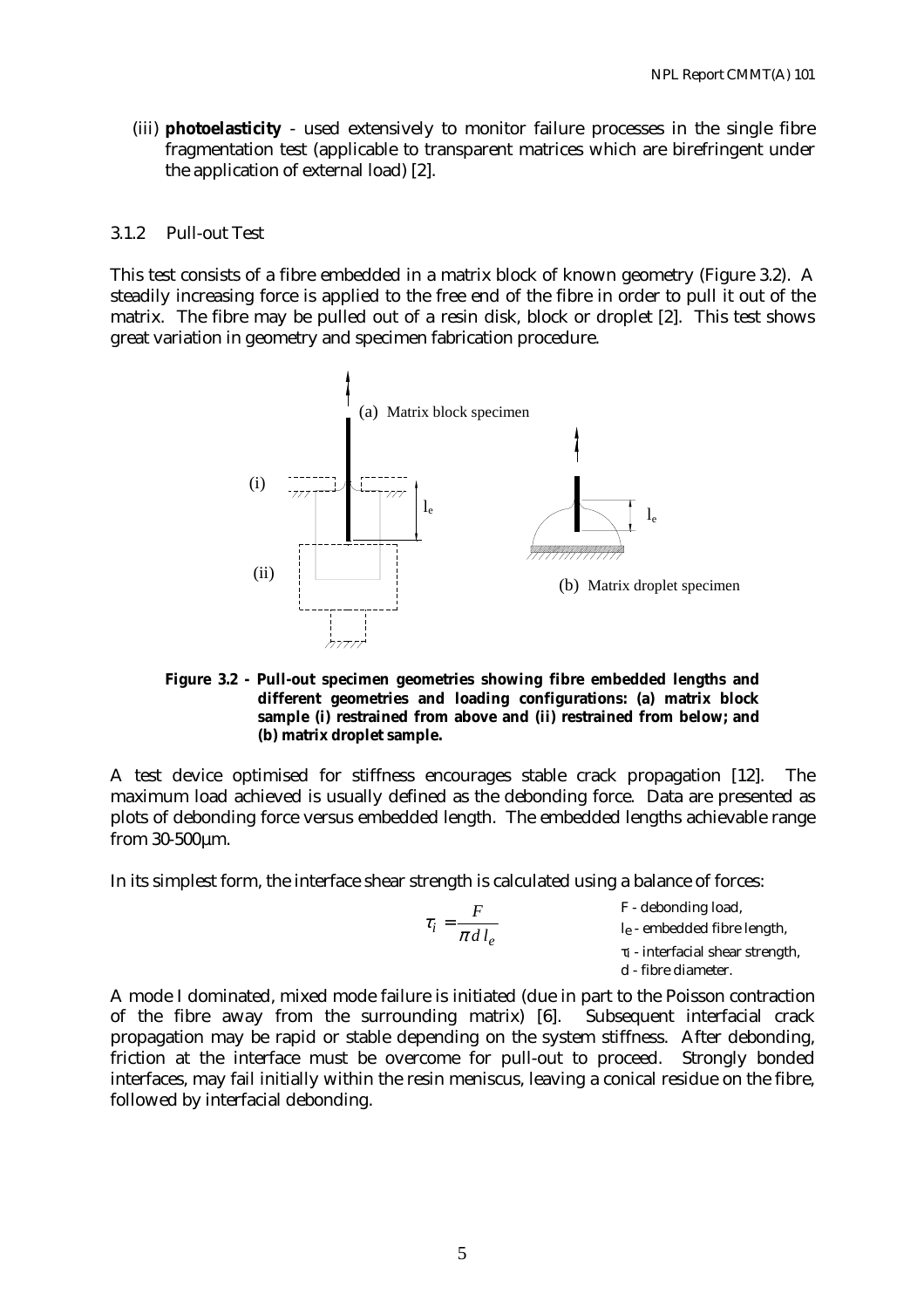(iii) **photoelasticity** - used extensively to monitor failure processes in the single fibre fragmentation test (applicable to transparent matrices which are birefringent under the application of external load) [2].

### 3.1.2 Pull-out Test

This test consists of a fibre embedded in a matrix block of known geometry (Figure 3.2). A steadily increasing force is applied to the free end of the fibre in order to pull it out of the matrix. The fibre may be pulled out of a resin disk, block or droplet [2]. This test shows great variation in geometry and specimen fabrication procedure.

(a) Matrix block specimen

(i)

(ii)

$l_e$

$l_e$

(b) Matrix droplet specimen

**Figure 3.2 - Pull-out specimen geometries showing fibre embedded lengths and different geometries and loading configurations: (a) matrix block sample (i) restrained from above and (ii) restrained from below; and (b) matrix droplet sample.**

A test device optimised for stiffness encourages stable crack propagation [12]. The maximum load achieved is usually defined as the debonding force. Data are presented as plots of debonding force versus embedded length. The embedded lengths achievable range from 30-500µm.

In its simplest form, the interface shear strength is calculated using a balance of forces:

$$\tau_i = \frac{F}{\pi d \, l_e}$$

F - debonding load,
$l_e$ - embedded fibre length,
$\tau_i$ - interfacial shear strength,
d - fibre diameter.

A mode I dominated, mixed mode failure is initiated (due in part to the Poisson contraction of the fibre away from the surrounding matrix) [6]. Subsequent interfacial crack propagation may be rapid or stable depending on the system stiffness. After debonding, friction at the interface must be overcome for pull-out to proceed. Strongly bonded interfaces, may fail initially within the resin meniscus, leaving a conical residue on the fibre, followed by interfacial debonding.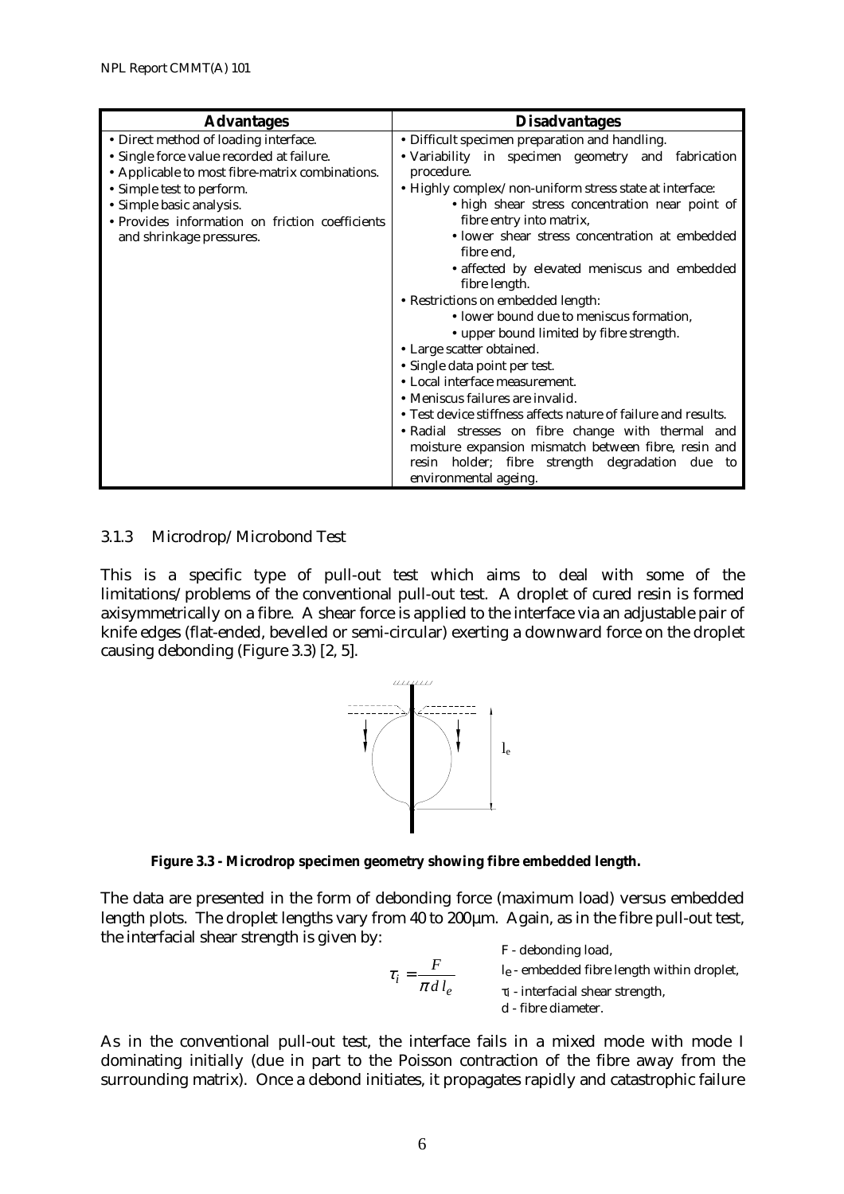| Advantages | Disadvantages |
| --- | --- |
| • Direct method of loading interface.<br>• Single force value recorded at failure.<br>• Applicable to most fibre-matrix combinations.<br>• Simple test to perform.<br>• Simple basic analysis.<br>• Provides information on friction coefficients and shrinkage pressures. | • Difficult specimen preparation and handling.<br>• Variability in specimen geometry and fabrication procedure.<br>• Highly complex/non-uniform stress state at interface:<br>• high shear stress concentration near point of fibre entry into matrix,<br>• lower shear stress concentration at embedded fibre end,<br>• affected by elevated meniscus and embedded fibre length.<br>• Restrictions on embedded length:<br>• lower bound due to meniscus formation,<br>• upper bound limited by fibre strength.<br>• Large scatter obtained.<br>• Single data point per test.<br>• Local interface measurement.<br>• Meniscus failures are invalid.<br>• Test device stiffness affects nature of failure and results.<br>• Radial stresses on fibre change with thermal and moisture expansion mismatch between fibre, resin and resin holder; fibre strength degradation due to environmental ageing. |

### 3.1.3 Microdrop/Microbond Test

This is a specific type of pull-out test which aims to deal with some of the limitations/problems of the conventional pull-out test. A droplet of cured resin is formed axisymmetrically on a fibre. A shear force is applied to the interface via an adjustable pair of knife edges (flat-ended, bevelled or semi-circular) exerting a downward force on the droplet causing debonding (Figure 3.3) [2, 5].

$l_e$

**Figure 3.3 - Microdrop specimen geometry showing fibre embedded length.**

The data are presented in the form of debonding force (maximum load) versus embedded length plots. The droplet lengths vary from 40 to 200μm. Again, as in the fibre pull-out test, the interfacial shear strength is given by:

$$\tau_i = \frac{F}{\pi d l_e}$$

F - debonding load,
$l_e$ - embedded fibre length within droplet,
$\tau_i$ - interfacial shear strength,
d - fibre diameter.

As in the conventional pull-out test, the interface fails in a mixed mode with mode I dominating initially (due in part to the Poisson contraction of the fibre away from the surrounding matrix). Once a debond initiates, it propagates rapidly and catastrophic failure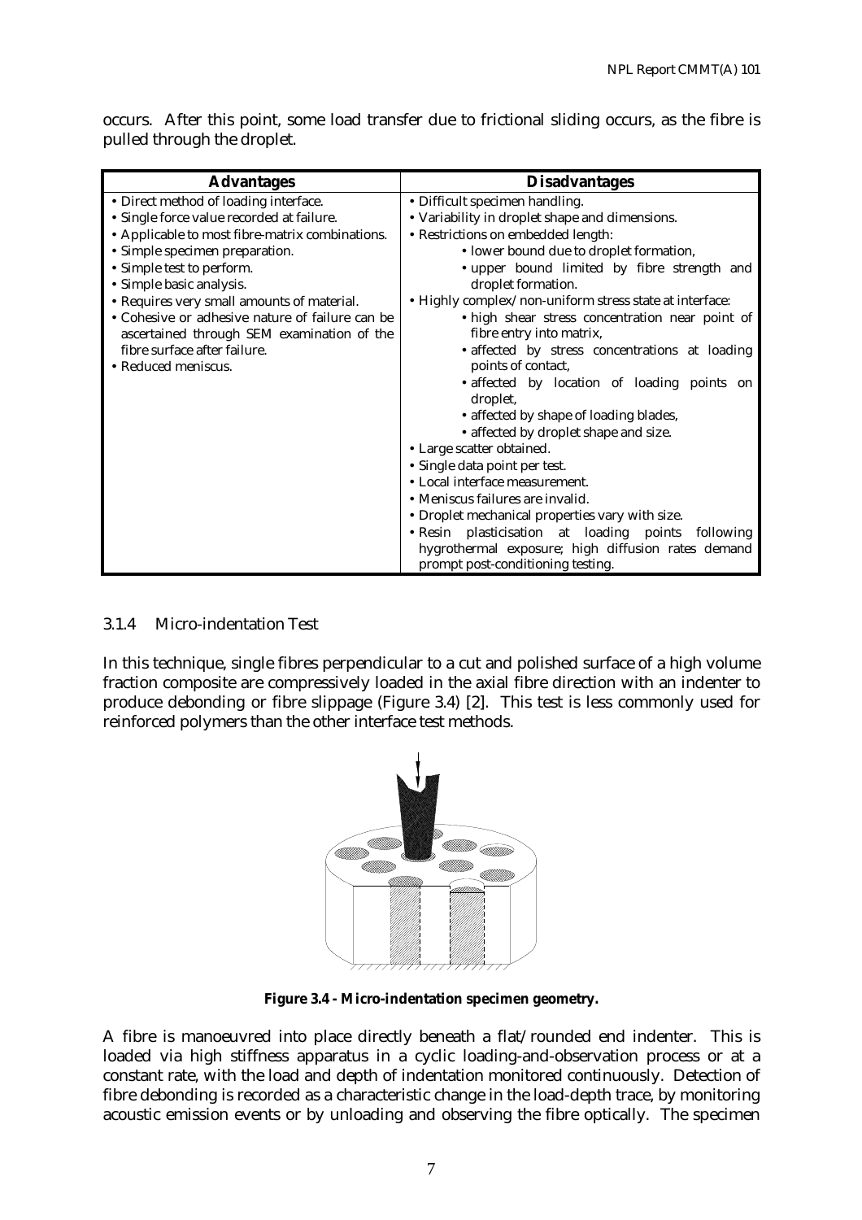occurs. After this point, some load transfer due to frictional sliding occurs, as the fibre is pulled through the droplet.

| Advantages | Disadvantages |
|---|---|
| • Direct method of loading interface.<br>• Single force value recorded at failure.<br>• Applicable to most fibre-matrix combinations.<br>• Simple specimen preparation.<br>• Simple test to perform.<br>• Simple basic analysis.<br>• Requires very small amounts of material.<br>• Cohesive or adhesive nature of failure can be ascertained through SEM examination of the fibre surface after failure.<br>• Reduced meniscus. | • Difficult specimen handling.<br>• Variability in droplet shape and dimensions.<br>• Restrictions on embedded length:<br>&nbsp;&nbsp;&nbsp;&nbsp;• lower bound due to droplet formation,<br>&nbsp;&nbsp;&nbsp;&nbsp;• upper bound limited by fibre strength and droplet formation.<br>• Highly complex/non-uniform stress state at interface:<br>&nbsp;&nbsp;&nbsp;&nbsp;• high shear stress concentration near point of fibre entry into matrix,<br>&nbsp;&nbsp;&nbsp;&nbsp;• affected by stress concentrations at loading points of contact,<br>&nbsp;&nbsp;&nbsp;&nbsp;• affected by location of loading points on droplet,<br>&nbsp;&nbsp;&nbsp;&nbsp;• affected by shape of loading blades,<br>&nbsp;&nbsp;&nbsp;&nbsp;• affected by droplet shape and size.<br>• Large scatter obtained.<br>• Single data point per test.<br>• Local interface measurement.<br>• Meniscus failures are invalid.<br>• Droplet mechanical properties vary with size.<br>• Resin plasticisation at loading points following hygrothermal exposure; high diffusion rates demand prompt post-conditioning testing. |

### 3.1.4 Micro-indentation Test

In this technique, single fibres perpendicular to a cut and polished surface of a high volume fraction composite are compressively loaded in the axial fibre direction with an indenter to produce debonding or fibre slippage (Figure 3.4) [2]. This test is less commonly used for reinforced polymers than the other interface test methods.

**Figure 3.4 - Micro-indentation specimen geometry.**

A fibre is manoeuvred into place directly beneath a flat/rounded end indenter. This is loaded via high stiffness apparatus in a cyclic loading-and-observation process or at a constant rate, with the load and depth of indentation monitored continuously. Detection of fibre debonding is recorded as a characteristic change in the load-depth trace, by monitoring acoustic emission events or by unloading and observing the fibre optically. The specimen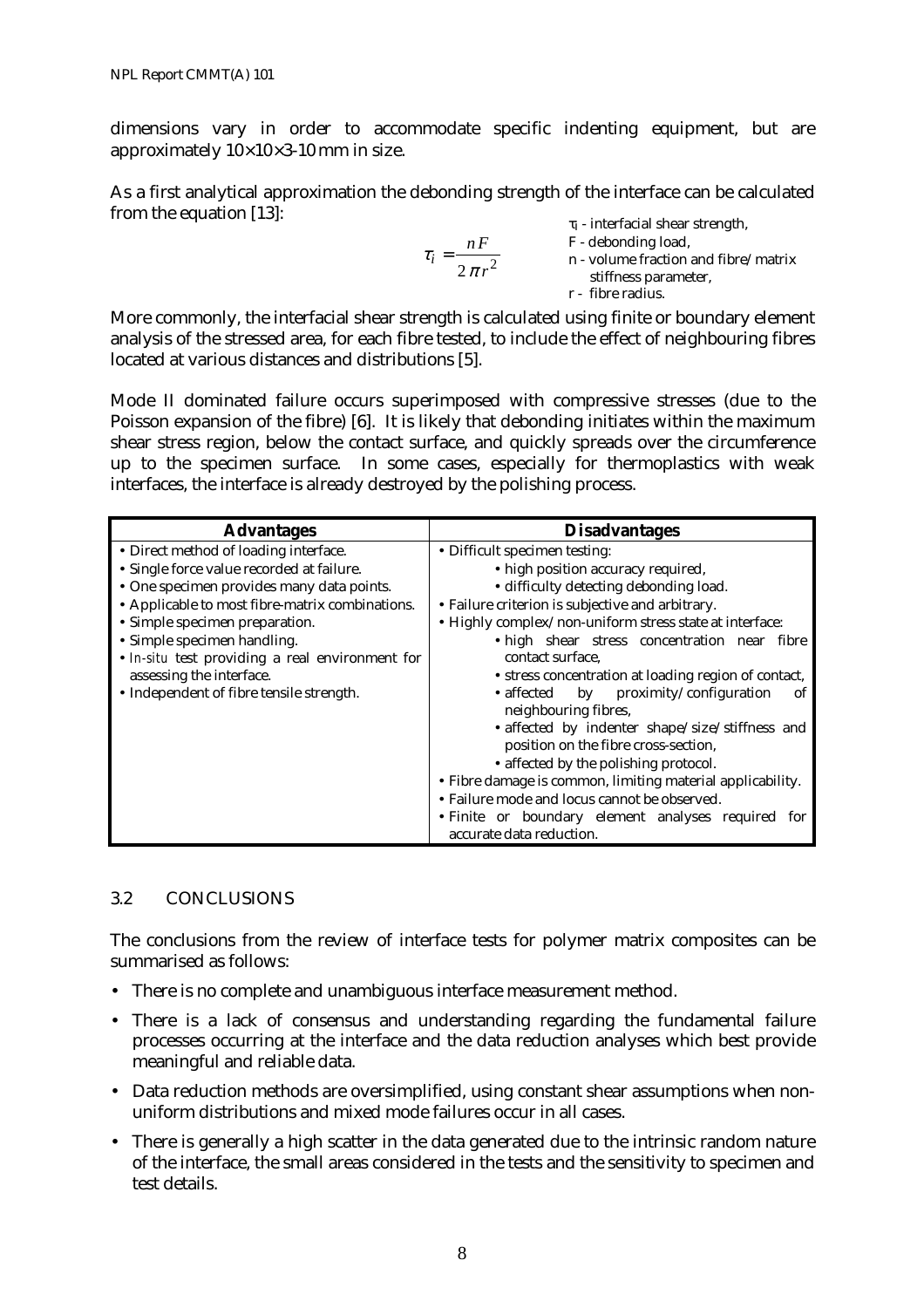dimensions vary in order to accommodate specific indenting equipment, but are approximately 10×10×3-10 mm in size.

As a first analytical approximation the debonding strength of the interface can be calculated from the equation [13]:

$$\tau_i = \frac{nF}{2\pi r^2}$$

$\tau_i$ - interfacial shear strength,
F - debonding load,
n - volume fraction and fibre/matrix stiffness parameter,
r - fibre radius.

More commonly, the interfacial shear strength is calculated using finite or boundary element analysis of the stressed area, for each fibre tested, to include the effect of neighbouring fibres located at various distances and distributions [5].

Mode II dominated failure occurs superimposed with compressive stresses (due to the Poisson expansion of the fibre) [6]. It is likely that debonding initiates within the maximum shear stress region, below the contact surface, and quickly spreads over the circumference up to the specimen surface. In some cases, especially for thermoplastics with weak interfaces, the interface is already destroyed by the polishing process.

| **Advantages** | **Disadvantages** |
|---|---|
| • Direct method of loading interface.<br>• Single force value recorded at failure.<br>• One specimen provides many data points.<br>• Applicable to most fibre-matrix combinations.<br>• Simple specimen preparation.<br>• Simple specimen handling.<br>• *In-situ* test providing a real environment for assessing the interface.<br>• Independent of fibre tensile strength. | • Difficult specimen testing:<br>• high position accuracy required,<br>• difficulty detecting debonding load.<br>• Failure criterion is subjective and arbitrary.<br>• Highly complex/non-uniform stress state at interface:<br>• high shear stress concentration near fibre contact surface,<br>• stress concentration at loading region of contact,<br>• affected by proximity/configuration of neighbouring fibres,<br>• affected by indenter shape/size/stiffness and position on the fibre cross-section,<br>• affected by the polishing protocol.<br>• Fibre damage is common, limiting material applicability.<br>• Failure mode and locus cannot be observed.<br>• Finite or boundary element analyses required for accurate data reduction. |

### 3.2 CONCLUSIONS

The conclusions from the review of interface tests for polymer matrix composites can be summarised as follows:

- There is no complete and unambiguous interface measurement method.
- There is a lack of consensus and understanding regarding the fundamental failure processes occurring at the interface and the data reduction analyses which best provide meaningful and reliable data.
- Data reduction methods are oversimplified, using constant shear assumptions when non-uniform distributions and mixed mode failures occur in all cases.
- There is generally a high scatter in the data generated due to the intrinsic random nature of the interface, the small areas considered in the tests and the sensitivity to specimen and test details.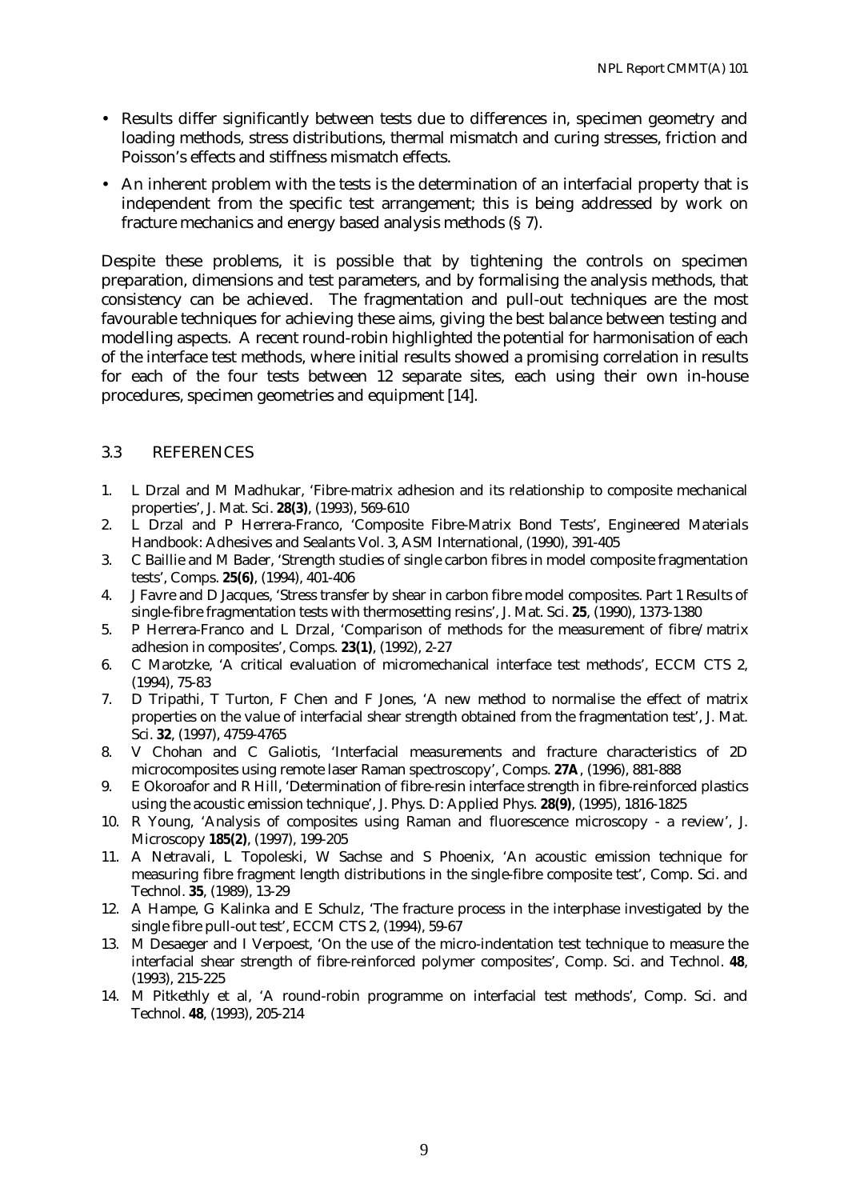- Results differ significantly between tests due to differences in, specimen geometry and loading methods, stress distributions, thermal mismatch and curing stresses, friction and Poisson's effects and stiffness mismatch effects.
- An inherent problem with the tests is the determination of an interfacial property that is independent from the specific test arrangement; this is being addressed by work on fracture mechanics and energy based analysis methods (§ 7).

Despite these problems, it is possible that by tightening the controls on specimen preparation, dimensions and test parameters, and by formalising the analysis methods, that consistency can be achieved. The fragmentation and pull-out techniques are the most favourable techniques for achieving these aims, giving the best balance between testing and modelling aspects. A recent round-robin highlighted the potential for harmonisation of each of the interface test methods, where initial results showed a promising correlation in results for each of the four tests between 12 separate sites, each using their own in-house procedures, specimen geometries and equipment [14].

### 3.3 REFERENCES

1. L Drzal and M Madhukar, 'Fibre-matrix adhesion and its relationship to composite mechanical properties', J. Mat. Sci. **28(3)**, (1993), 569-610
2. L Drzal and P Herrera-Franco, 'Composite Fibre-Matrix Bond Tests', Engineered Materials Handbook: Adhesives and Sealants Vol. 3, ASM International, (1990), 391-405
3. C Baillie and M Bader, 'Strength studies of single carbon fibres in model composite fragmentation tests', Comps. **25(6)**, (1994), 401-406
4. J Favre and D Jacques, 'Stress transfer by shear in carbon fibre model composites. Part 1 Results of single-fibre fragmentation tests with thermosetting resins', J. Mat. Sci. **25**, (1990), 1373-1380
5. P Herrera-Franco and L Drzal, 'Comparison of methods for the measurement of fibre/matrix adhesion in composites', Comps. **23(1)**, (1992), 2-27
6. C Marotzke, 'A critical evaluation of micromechanical interface test methods', ECCM CTS 2, (1994), 75-83
7. D Tripathi, T Turton, F Chen and F Jones, 'A new method to normalise the effect of matrix properties on the value of interfacial shear strength obtained from the fragmentation test', J. Mat. Sci. **32**, (1997), 4759-4765
8. V Chohan and C Galiotis, 'Interfacial measurements and fracture characteristics of 2D microcomposites using remote laser Raman spectroscopy', Comps. **27A**, (1996), 881-888
9. E Okoroafor and R Hill, 'Determination of fibre-resin interface strength in fibre-reinforced plastics using the acoustic emission technique', J. Phys. D: Applied Phys. **28(9)**, (1995), 1816-1825
10. R Young, 'Analysis of composites using Raman and fluorescence microscopy - a review', J. Microscopy **185(2)**, (1997), 199-205
11. A Netravali, L Topoleski, W Sachse and S Phoenix, 'An acoustic emission technique for measuring fibre fragment length distributions in the single-fibre composite test', Comp. Sci. and Technol. **35**, (1989), 13-29
12. A Hampe, G Kalinka and E Schulz, 'The fracture process in the interphase investigated by the single fibre pull-out test', ECCM CTS 2, (1994), 59-67
13. M Desaeger and I Verpoest, 'On the use of the micro-indentation test technique to measure the interfacial shear strength of fibre-reinforced polymer composites', Comp. Sci. and Technol. **48**, (1993), 215-225
14. M Pitkethly et al, 'A round-robin programme on interfacial test methods', Comp. Sci. and Technol. **48**, (1993), 205-214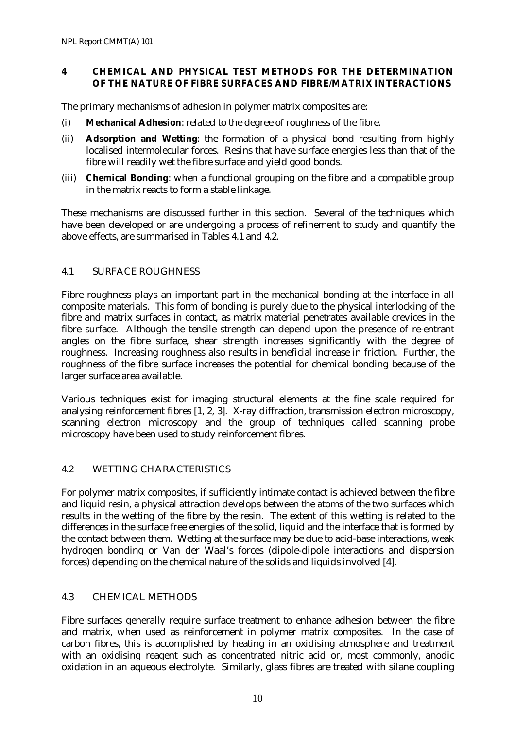## 4 CHEMICAL AND PHYSICAL TEST METHODS FOR THE DETERMINATION OF THE NATURE OF FIBRE SURFACES AND FIBRE/MATRIX INTERACTIONS

The primary mechanisms of adhesion in polymer matrix composites are:

(i) **Mechanical Adhesion**: related to the degree of roughness of the fibre.

(ii) **Adsorption and Wetting**: the formation of a physical bond resulting from highly localised intermolecular forces. Resins that have surface energies less than that of the fibre will readily wet the fibre surface and yield good bonds.

(iii) **Chemical Bonding**: when a functional grouping on the fibre and a compatible group in the matrix reacts to form a stable linkage.

These mechanisms are discussed further in this section. Several of the techniques which have been developed or are undergoing a process of refinement to study and quantify the above effects, are summarised in Tables 4.1 and 4.2.

### 4.1 SURFACE ROUGHNESS

Fibre roughness plays an important part in the mechanical bonding at the interface in all composite materials. This form of bonding is purely due to the physical interlocking of the fibre and matrix surfaces in contact, as matrix material penetrates available crevices in the fibre surface. Although the tensile strength can depend upon the presence of re-entrant angles on the fibre surface, shear strength increases significantly with the degree of roughness. Increasing roughness also results in beneficial increase in friction. Further, the roughness of the fibre surface increases the potential for chemical bonding because of the larger surface area available.

Various techniques exist for imaging structural elements at the fine scale required for analysing reinforcement fibres [1, 2, 3]. X-ray diffraction, transmission electron microscopy, scanning electron microscopy and the group of techniques called scanning probe microscopy have been used to study reinforcement fibres.

### 4.2 WETTING CHARACTERISTICS

For polymer matrix composites, if sufficiently intimate contact is achieved between the fibre and liquid resin, a physical attraction develops between the atoms of the two surfaces which results in the wetting of the fibre by the resin. The extent of this wetting is related to the differences in the surface free energies of the solid, liquid and the interface that is formed by the contact between them. Wetting at the surface may be due to acid-base interactions, weak hydrogen bonding or Van der Waal's forces (dipole-dipole interactions and dispersion forces) depending on the chemical nature of the solids and liquids involved [4].

### 4.3 CHEMICAL METHODS

Fibre surfaces generally require surface treatment to enhance adhesion between the fibre and matrix, when used as reinforcement in polymer matrix composites. In the case of carbon fibres, this is accomplished by heating in an oxidising atmosphere and treatment with an oxidising reagent such as concentrated nitric acid or, most commonly, anodic oxidation in an aqueous electrolyte. Similarly, glass fibres are treated with silane coupling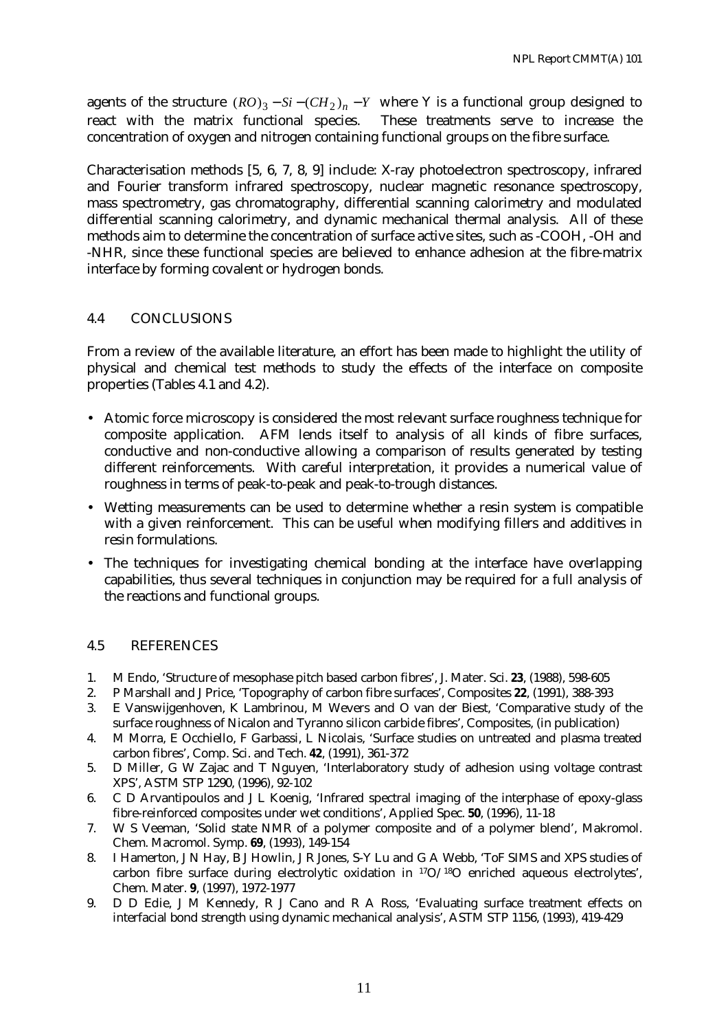agents of the structure $(RO)_3 - Si - (CH_2)_n - Y$ where Y is a functional group designed to react with the matrix functional species. These treatments serve to increase the concentration of oxygen and nitrogen containing functional groups on the fibre surface.

Characterisation methods [5, 6, 7, 8, 9] include: X-ray photoelectron spectroscopy, infrared and Fourier transform infrared spectroscopy, nuclear magnetic resonance spectroscopy, mass spectrometry, gas chromatography, differential scanning calorimetry and modulated differential scanning calorimetry, and dynamic mechanical thermal analysis. All of these methods aim to determine the concentration of surface active sites, such as -COOH, -OH and -NHR, since these functional species are believed to enhance adhesion at the fibre-matrix interface by forming covalent or hydrogen bonds.

## 4.4 CONCLUSIONS

From a review of the available literature, an effort has been made to highlight the utility of physical and chemical test methods to study the effects of the interface on composite properties (Tables 4.1 and 4.2).

- Atomic force microscopy is considered the most relevant surface roughness technique for composite application. AFM lends itself to analysis of all kinds of fibre surfaces, conductive and non-conductive allowing a comparison of results generated by testing different reinforcements. With careful interpretation, it provides a numerical value of roughness in terms of peak-to-peak and peak-to-trough distances.
- Wetting measurements can be used to determine whether a resin system is compatible with a given reinforcement. This can be useful when modifying fillers and additives in resin formulations.
- The techniques for investigating chemical bonding at the interface have overlapping capabilities, thus several techniques in conjunction may be required for a full analysis of the reactions and functional groups.

## 4.5 REFERENCES

1. M Endo, 'Structure of mesophase pitch based carbon fibres', J. Mater. Sci. **23**, (1988), 598-605
2. P Marshall and J Price, 'Topography of carbon fibre surfaces', Composites **22**, (1991), 388-393
3. E Vanswijgenhoven, K Lambrinou, M Wevers and O van der Biest, 'Comparative study of the surface roughness of Nicalon and Tyranno silicon carbide fibres', Composites, (in publication)
4. M Morra, E Occhiello, F Garbassi, L Nicolais, 'Surface studies on untreated and plasma treated carbon fibres', Comp. Sci. and Tech. **42**, (1991), 361-372
5. D Miller, G W Zajac and T Nguyen, 'Interlaboratory study of adhesion using voltage contrast XPS', ASTM STP 1290, (1996), 92-102
6. C D Arvantipoulos and J L Koenig, 'Infrared spectral imaging of the interphase of epoxy-glass fibre-reinforced composites under wet conditions', Applied Spec. **50**, (1996), 11-18
7. W S Veeman, 'Solid state NMR of a polymer composite and of a polymer blend', Makromol. Chem. Macromol. Symp. **69**, (1993), 149-154
8. I Hamerton, J N Hay, B J Howlin, J R Jones, S-Y Lu and G A Webb, 'ToF SIMS and XPS studies of carbon fibre surface during electrolytic oxidation in $^{17}O/^{18}O$ enriched aqueous electrolytes', Chem. Mater. **9**, (1997), 1972-1977
9. D D Edie, J M Kennedy, R J Cano and R A Ross, 'Evaluating surface treatment effects on interfacial bond strength using dynamic mechanical analysis', ASTM STP 1156, (1993), 419-429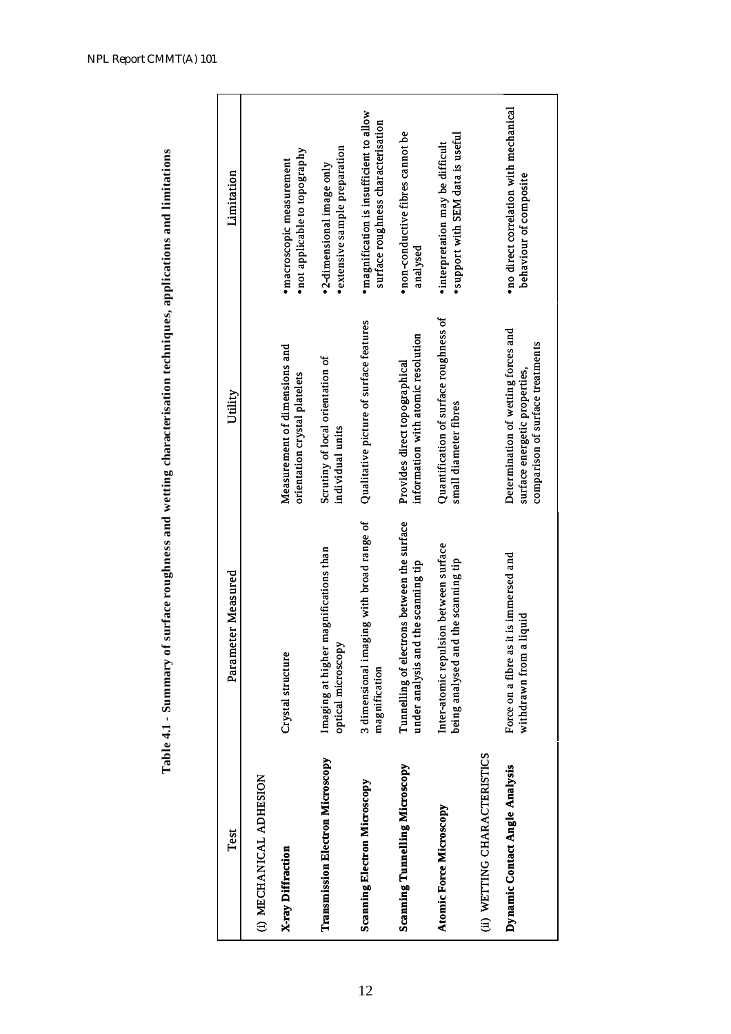**Table 4.1 - Summary of surface roughness and wetting characterisation techniques, applications and limitations**

| Test | Parameter Measured | Utility | Limitation |
|---|---|---|---|
| (i) MECHANICAL ADHESION | | | |
| **X-ray Diffraction** | Crystal structure | Measurement of dimensions and orientation crystal platelets | •macroscopic measurement •not applicable to topography |
| **Transmission Electron Microscopy** | Imaging at higher magnifications than optical microscopy | Scrutiny of local orientation of individual units | •2-dimensional image only •extensive sample preparation |
| **Scanning Electron Microscopy** | 3 dimensional imaging with broad range of magnification | Qualitative picture of surface features | •magnification is insufficient to allow surface roughness characterisation |
| **Scanning Tunnelling Microscopy** | Tunnelling of electrons between the surface under analysis and the scanning tip | Provides direct topographical information with atomic resolution | •non-conductive fibres cannot be analysed |
| **Atomic Force Microscopy** | Inter-atomic repulsion between surface being analysed and the scanning tip | Quantification of surface roughness of small diameter fibres | •interpretation may be difficult •support with SEM data is useful |
| (ii) WETTING CHARACTERISTICS | | | |
| **Dynamic Contact Angle Analysis** | Force on a fibre as it is immersed and withdrawn from a liquid | Determination of wetting forces and surface energetic properties, comparison of surface treatments | •no direct correlation with mechanical behaviour of composite |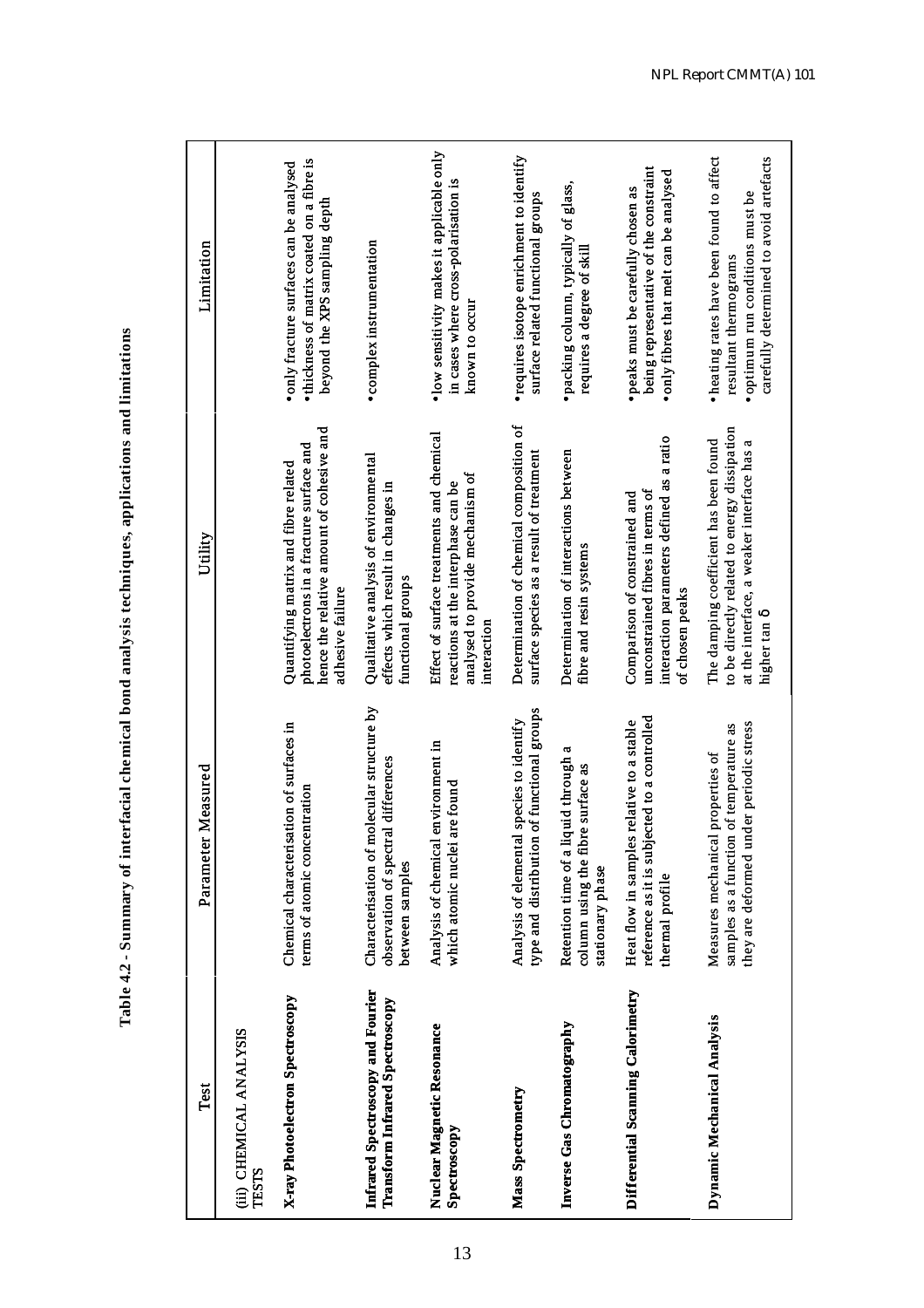**Table 4.2 - Summary of interfacial chemical bond analysis techniques, applications and limitations**

| Test | Parameter Measured | Utility | Limitation |
|---|---|---|---|
| (iii) CHEMICAL ANALYSIS TESTS | | | |
| **X-ray Photoelectron Spectroscopy** | Chemical characterisation of surfaces in terms of atomic concentration | Quantifying matrix and fibre related photoelectrons in a fracture surface and hence the relative amount of cohesive and adhesive failure | • only fracture surfaces can be analysed<br>• thickness of matrix coated on a fibre is beyond the XPS sampling depth |
| **Infrared Spectroscopy and Fourier Transform Infrared Spectroscopy** | Characterisation of molecular structure by observation of spectral differences between samples | Qualitative analysis of environmental effects which result in changes in functional groups | • complex instrumentation |
| **Nuclear Magnetic Resonance Spectroscopy** | Analysis of chemical environment in which atomic nuclei are found | Effect of surface treatments and chemical reactions at the interphase can be analysed to provide mechanism of interaction | • low sensitivity makes it applicable only in cases where cross-polarisation is known to occur |
| **Mass Spectrometry** | Analysis of elemental species to identify type and distribution of functional groups | Determination of chemical composition of surface species as a result of treatment | • requires isotope enrichment to identify surface related functional groups |
| **Inverse Gas Chromatography** | Retention time of a liquid through a column using the fibre surface as stationary phase | Determination of interactions between fibre and resin systems | • packing column, typically of glass, requires a degree of skill |
| **Differential Scanning Calorimetry** | Heat flow in samples relative to a stable reference as it is subjected to a controlled thermal profile | Comparison of constrained and unconstrained fibres in terms of interaction parameters defined as a ratio of chosen peaks | • peaks must be carefully chosen as being representative of the constraint<br>• only fibres that melt can be analysed |
| **Dynamic Mechanical Analysis** | Measures mechanical properties of samples as a function of temperature as they are deformed under periodic stress | The damping coefficient has been found to be directly related to energy dissipation at the interface, a weaker interface has a higher tan $\delta$ | • heating rates have been found to affect resultant thermograms<br>• optimum run conditions must be carefully determined to avoid artefacts |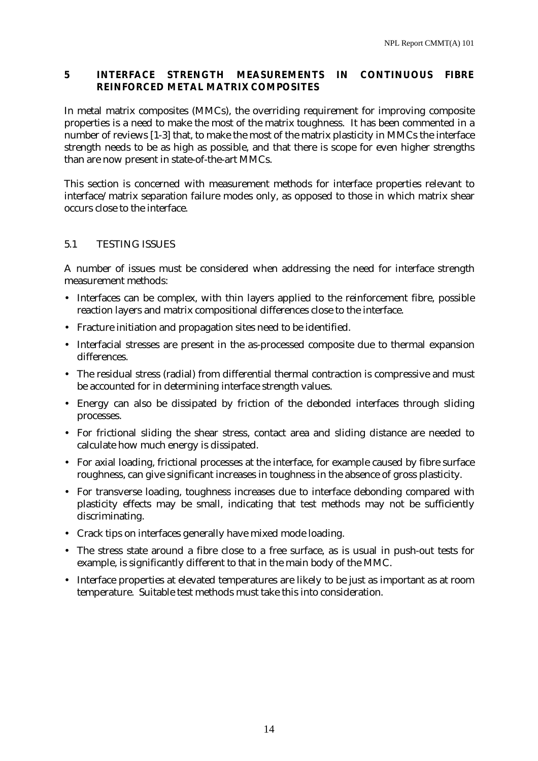## 5 INTERFACE STRENGTH MEASUREMENTS IN CONTINUOUS FIBRE REINFORCED METAL MATRIX COMPOSITES

In metal matrix composites (MMCs), the overriding requirement for improving composite properties is a need to make the most of the matrix toughness. It has been commented in a number of reviews [1-3] that, to make the most of the matrix plasticity in MMCs the interface strength needs to be as high as possible, and that there is scope for even higher strengths than are now present in state-of-the-art MMCs.

This section is concerned with measurement methods for interface properties relevant to interface/matrix separation failure modes only, as opposed to those in which matrix shear occurs close to the interface.

### 5.1 TESTING ISSUES

A number of issues must be considered when addressing the need for interface strength measurement methods:

- Interfaces can be complex, with thin layers applied to the reinforcement fibre, possible reaction layers and matrix compositional differences close to the interface.
- Fracture initiation and propagation sites need to be identified.
- Interfacial stresses are present in the as-processed composite due to thermal expansion differences.
- The residual stress (radial) from differential thermal contraction is compressive and must be accounted for in determining interface strength values.
- Energy can also be dissipated by friction of the debonded interfaces through sliding processes.
- For frictional sliding the shear stress, contact area and sliding distance are needed to calculate how much energy is dissipated.
- For axial loading, frictional processes at the interface, for example caused by fibre surface roughness, can give significant increases in toughness in the absence of gross plasticity.
- For transverse loading, toughness increases due to interface debonding compared with plasticity effects may be small, indicating that test methods may not be sufficiently discriminating.
- Crack tips on interfaces generally have mixed mode loading.
- The stress state around a fibre close to a free surface, as is usual in push-out tests for example, is significantly different to that in the main body of the MMC.
- Interface properties at elevated temperatures are likely to be just as important as at room temperature. Suitable test methods must take this into consideration.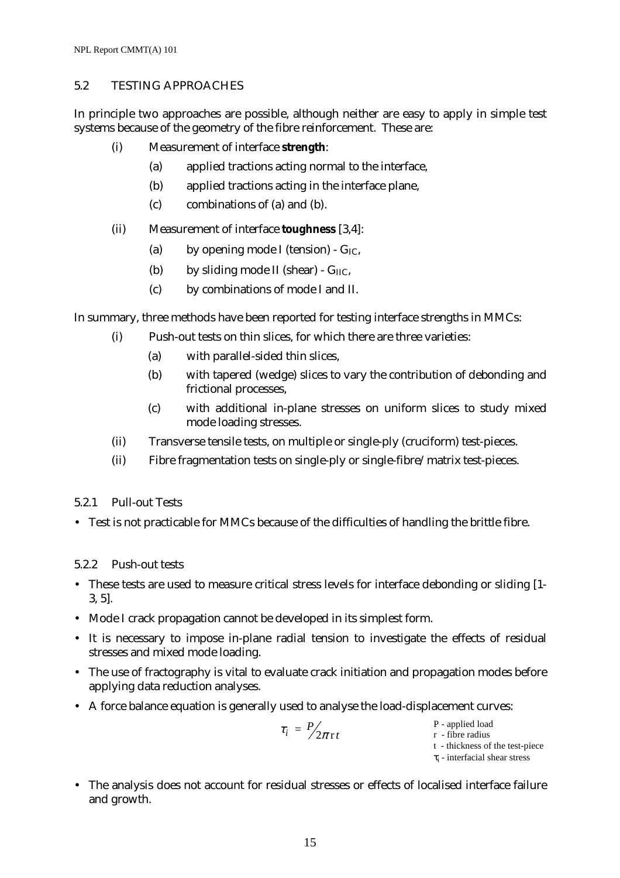### 5.2 TESTING APPROACHES

In principle two approaches are possible, although neither are easy to apply in simple test systems because of the geometry of the fibre reinforcement. These are:

(i) Measurement of interface **strength**:

- (a) applied tractions acting normal to the interface,
- (b) applied tractions acting in the interface plane,
- (c) combinations of (a) and (b).

(ii) Measurement of interface **toughness** [3,4]:

- (a) by opening mode I (tension) - $G_{IC}$,
- (b) by sliding mode II (shear) - $G_{IIC}$,
- (c) by combinations of mode I and II.

In summary, three methods have been reported for testing interface strengths in MMCs:

(i) Push-out tests on thin slices, for which there are three varieties:

- (a) with parallel-sided thin slices,
- (b) with tapered (wedge) slices to vary the contribution of debonding and frictional processes,
- (c) with additional in-plane stresses on uniform slices to study mixed mode loading stresses.

(ii) Transverse tensile tests, on multiple or single-ply (cruciform) test-pieces.

(ii) Fibre fragmentation tests on single-ply or single-fibre/matrix test-pieces.

#### 5.2.1 Pull-out Tests

- Test is not practicable for MMCs because of the difficulties of handling the brittle fibre.

#### 5.2.2 Push-out tests

- These tests are used to measure critical stress levels for interface debonding or sliding [1-3, 5].
- Mode I crack propagation cannot be developed in its simplest form.
- It is necessary to impose in-plane radial tension to investigate the effects of residual stresses and mixed mode loading.
- The use of fractography is vital to evaluate crack initiation and propagation modes before applying data reduction analyses.
- A force balance equation is generally used to analyse the load-displacement curves:

$$\tau_i = P/2\pi r t$$

P - applied load
r - fibre radius
t - thickness of the test-piece
$\tau_i$ - interfacial shear stress

- The analysis does not account for residual stresses or effects of localised interface failure and growth.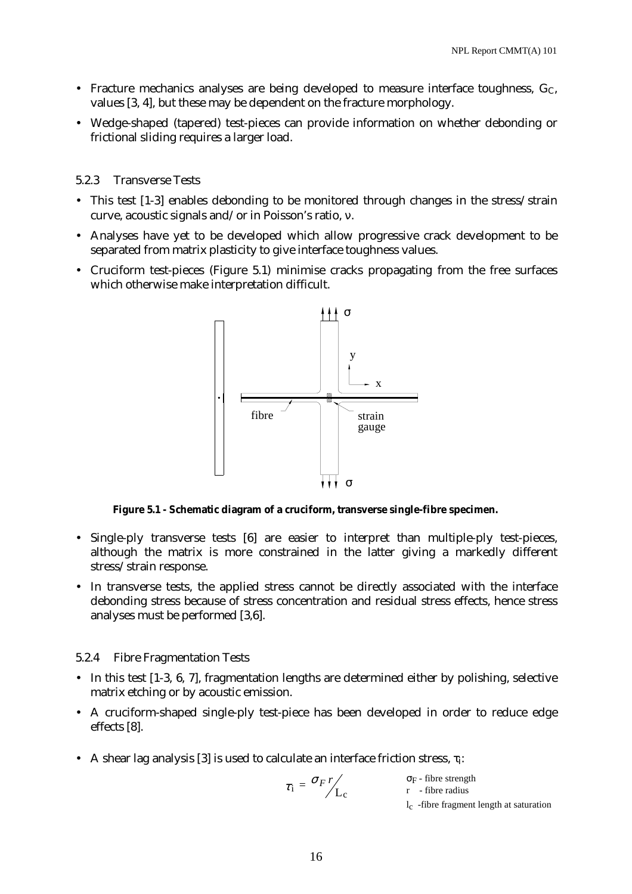- Fracture mechanics analyses are being developed to measure interface toughness, $G_C$, values [3, 4], but these may be dependent on the fracture morphology.
- Wedge-shaped (tapered) test-pieces can provide information on whether debonding or frictional sliding requires a larger load.

### 5.2.3 Transverse Tests

- This test [1-3] enables debonding to be monitored through changes in the stress/strain curve, acoustic signals and/or in Poisson's ratio, $\nu$.
- Analyses have yet to be developed which allow progressive crack development to be separated from matrix plasticity to give interface toughness values.
- Cruciform test-pieces (Figure 5.1) minimise cracks propagating from the free surfaces which otherwise make interpretation difficult.

**Figure 5.1 - Schematic diagram of a cruciform, transverse single-fibre specimen.**

- Single-ply transverse tests [6] are easier to interpret than multiple-ply test-pieces, although the matrix is more constrained in the latter giving a markedly different stress/strain response.
- In transverse tests, the applied stress cannot be directly associated with the interface debonding stress because of stress concentration and residual stress effects, hence stress analyses must be performed [3,6].

### 5.2.4 Fibre Fragmentation Tests

- In this test [1-3, 6, 7], fragmentation lengths are determined either by polishing, selective matrix etching or by acoustic emission.
- A cruciform-shaped single-ply test-piece has been developed in order to reduce edge effects [8].
- A shear lag analysis [3] is used to calculate an interface friction stress, $\tau_i$:

$$\tau_i = \sigma_F r / L_c$$

$\sigma_F$ - fibre strength
$r$ - fibre radius
$l_c$ - fibre fragment length at saturation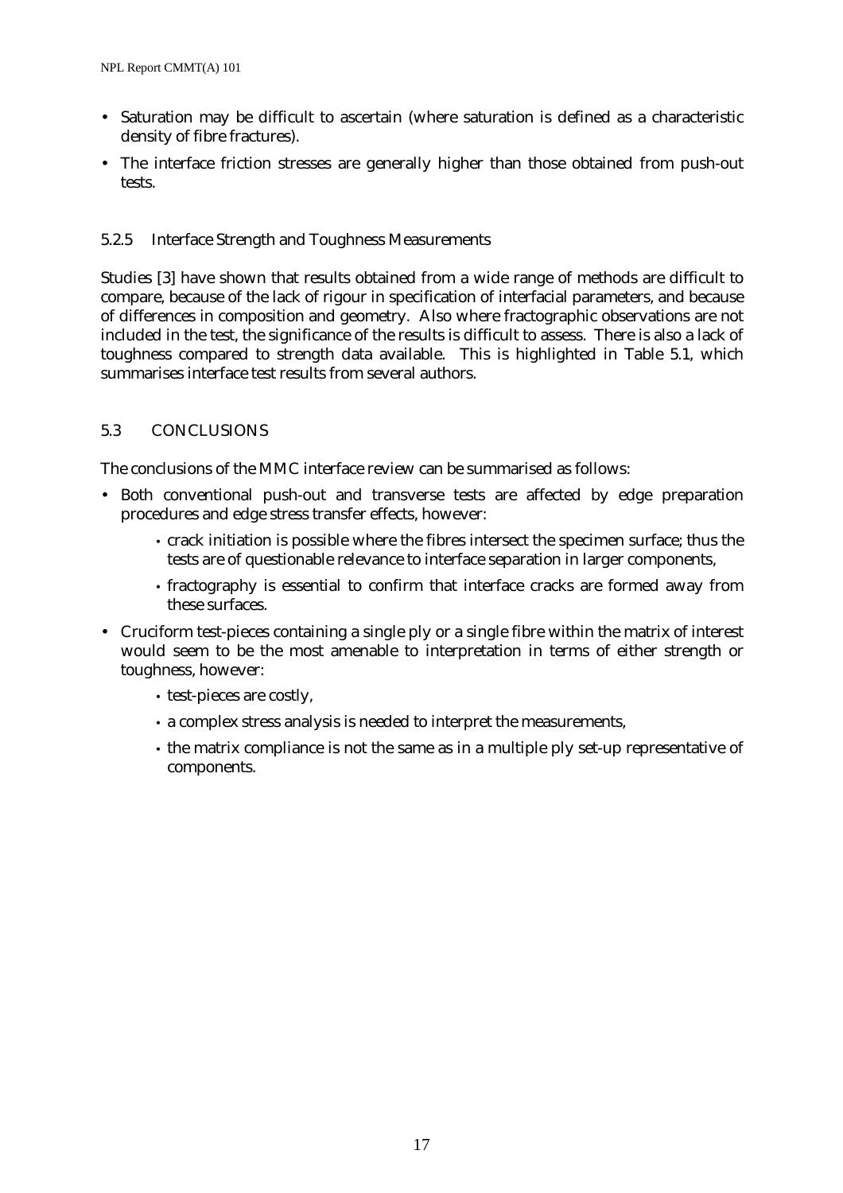- Saturation may be difficult to ascertain (where saturation is defined as a characteristic density of fibre fractures).
- The interface friction stresses are generally higher than those obtained from push-out tests.

### 5.2.5 Interface Strength and Toughness Measurements

Studies [3] have shown that results obtained from a wide range of methods are difficult to compare, because of the lack of rigour in specification of interfacial parameters, and because of differences in composition and geometry. Also where fractographic observations are not included in the test, the significance of the results is difficult to assess. There is also a lack of toughness compared to strength data available. This is highlighted in Table 5.1, which summarises interface test results from several authors.

## 5.3 CONCLUSIONS

The conclusions of the MMC interface review can be summarised as follows:

- Both conventional push-out and transverse tests are affected by edge preparation procedures and edge stress transfer effects, however:
  - crack initiation is possible where the fibres intersect the specimen surface; thus the tests are of questionable relevance to interface separation in larger components,
  - fractography is essential to confirm that interface cracks are formed away from these surfaces.
- Cruciform test-pieces containing a single ply or a single fibre within the matrix of interest would seem to be the most amenable to interpretation in terms of either strength or toughness, however:
  - test-pieces are costly,
  - a complex stress analysis is needed to interpret the measurements,
  - the matrix compliance is not the same as in a multiple ply set-up representative of components.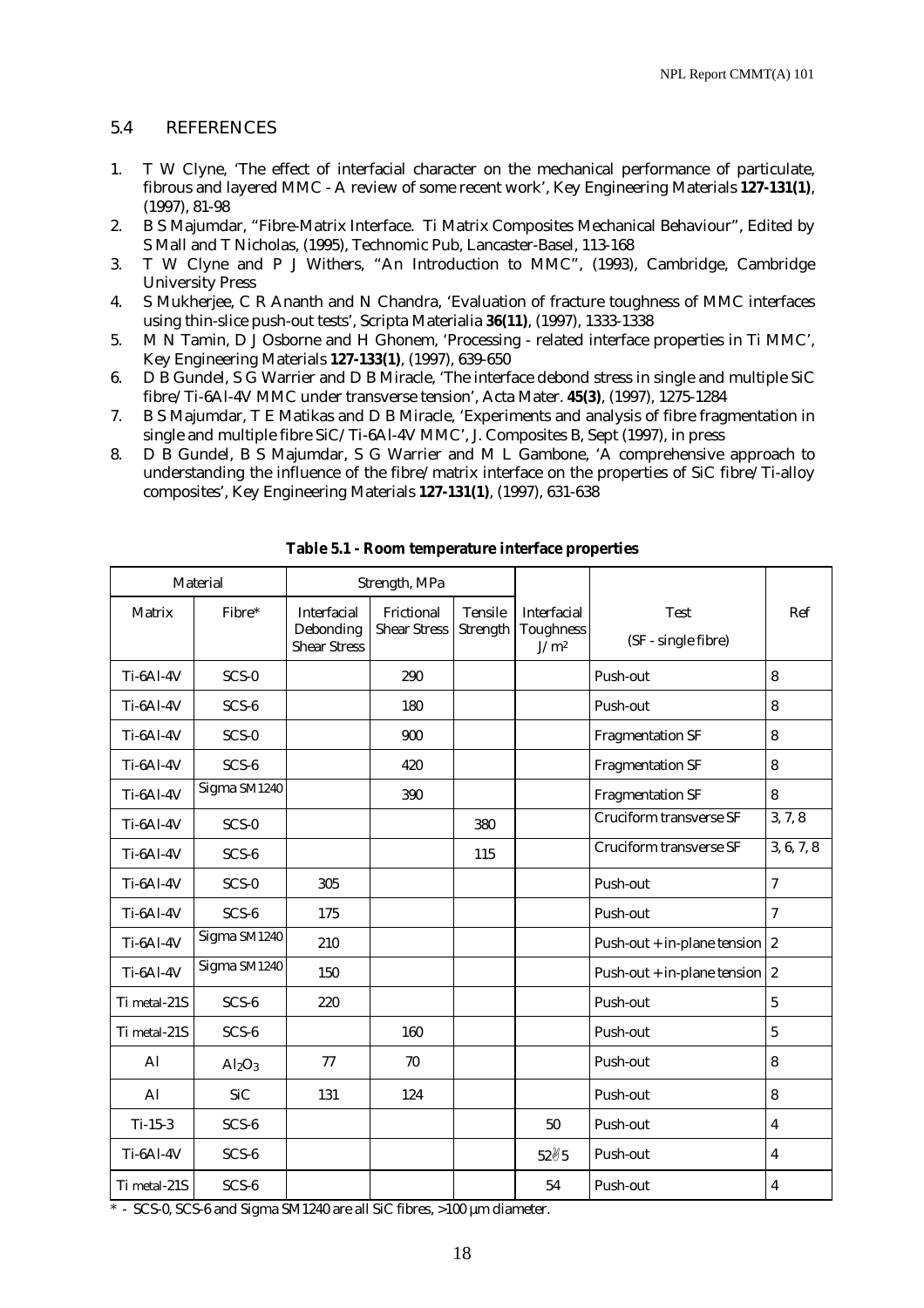## 5.4 REFERENCES

1. T W Clyne, 'The effect of interfacial character on the mechanical performance of particulate, fibrous and layered MMC - A review of some recent work', Key Engineering Materials **127-131(1)**, (1997), 81-98
2. B S Majumdar, "Fibre-Matrix Interface. Ti Matrix Composites Mechanical Behaviour", Edited by S Mall and T Nicholas, (1995), Technomic Pub, Lancaster-Basel, 113-168
3. T W Clyne and P J Withers, "An Introduction to MMC", (1993), Cambridge, Cambridge University Press
4. S Mukherjee, C R Ananth and N Chandra, 'Evaluation of fracture toughness of MMC interfaces using thin-slice push-out tests', Scripta Materialia **36(11)**, (1997), 1333-1338
5. M N Tamin, D J Osborne and H Ghonem, 'Processing - related interface properties in Ti MMC', Key Engineering Materials **127-133(1)**, (1997), 639-650
6. D B Gundel, S G Warrier and D B Miracle, 'The interface debond stress in single and multiple SiC fibre/Ti-6Al-4V MMC under transverse tension', Acta Mater. **45(3)**, (1997), 1275-1284
7. B S Majumdar, T E Matikas and D B Miracle, 'Experiments and analysis of fibre fragmentation in single and multiple fibre SiC/Ti-6Al-4V MMC', J. Composites B, Sept (1997), in press
8. D B Gundel, B S Majumdar, S G Warrier and M L Gambone, 'A comprehensive approach to understanding the influence of the fibre/matrix interface on the properties of SiC fibre/Ti-alloy composites', Key Engineering Materials **127-131(1)**, (1997), 631-638

**Table 5.1 - Room temperature interface properties**

| Material | | Strength, MPa | | | | | |
|---|---|---|---|---|---|---|---|
| Matrix | Fibre* | Interfacial Debonding Shear Stress | Frictional Shear Stress | Tensile Strength | Interfacial Toughness $J/m^2$ | Test (SF - single fibre) | Ref |
| Ti-6Al-4V | SCS-0 | | 290 | | | Push-out | 8 |
| Ti-6Al-4V | SCS-6 | | 180 | | | Push-out | 8 |
| Ti-6Al-4V | SCS-0 | | 900 | | | Fragmentation SF | 8 |
| Ti-6Al-4V | SCS-6 | | 420 | | | Fragmentation SF | 8 |
| Ti-6Al-4V | Sigma SM1240 | | 390 | | | Fragmentation SF | 8 |
| Ti-6Al-4V | SCS-0 | | | 380 | | Cruciform transverse SF | 3, 7, 8 |
| Ti-6Al-4V | SCS-6 | | | 115 | | Cruciform transverse SF | 3, 6, 7, 8 |
| Ti-6Al-4V | SCS-0 | 305 | | | | Push-out | 7 |
| Ti-6Al-4V | SCS-6 | 175 | | | | Push-out | 7 |
| Ti-6Al-4V | Sigma SM1240 | 210 | | | | Push-out + in-plane tension | 2 |
| Ti-6Al-4V | Sigma SM1240 | 150 | | | | Push-out + in-plane tension | 2 |
| Ti metal-21S | SCS-6 | 220 | | | | Push-out | 5 |
| Ti metal-21S | SCS-6 | | 160 | | | Push-out | 5 |
| Al | $Al_2O_3$ | 77 | 70 | | | Push-out | 8 |
| Al | SiC | 131 | 124 | | | Push-out | 8 |
| Ti-15-3 | SCS-6 | | | | 50 | Push-out | 4 |
| Ti-6Al-4V | SCS-6 | | | | 52±5 | Push-out | 4 |
| Ti metal-21S | SCS-6 | | | | 54 | Push-out | 4 |

\* - SCS-0, SCS-6 and Sigma SM1240 are all SiC fibres, >100 µm diameter.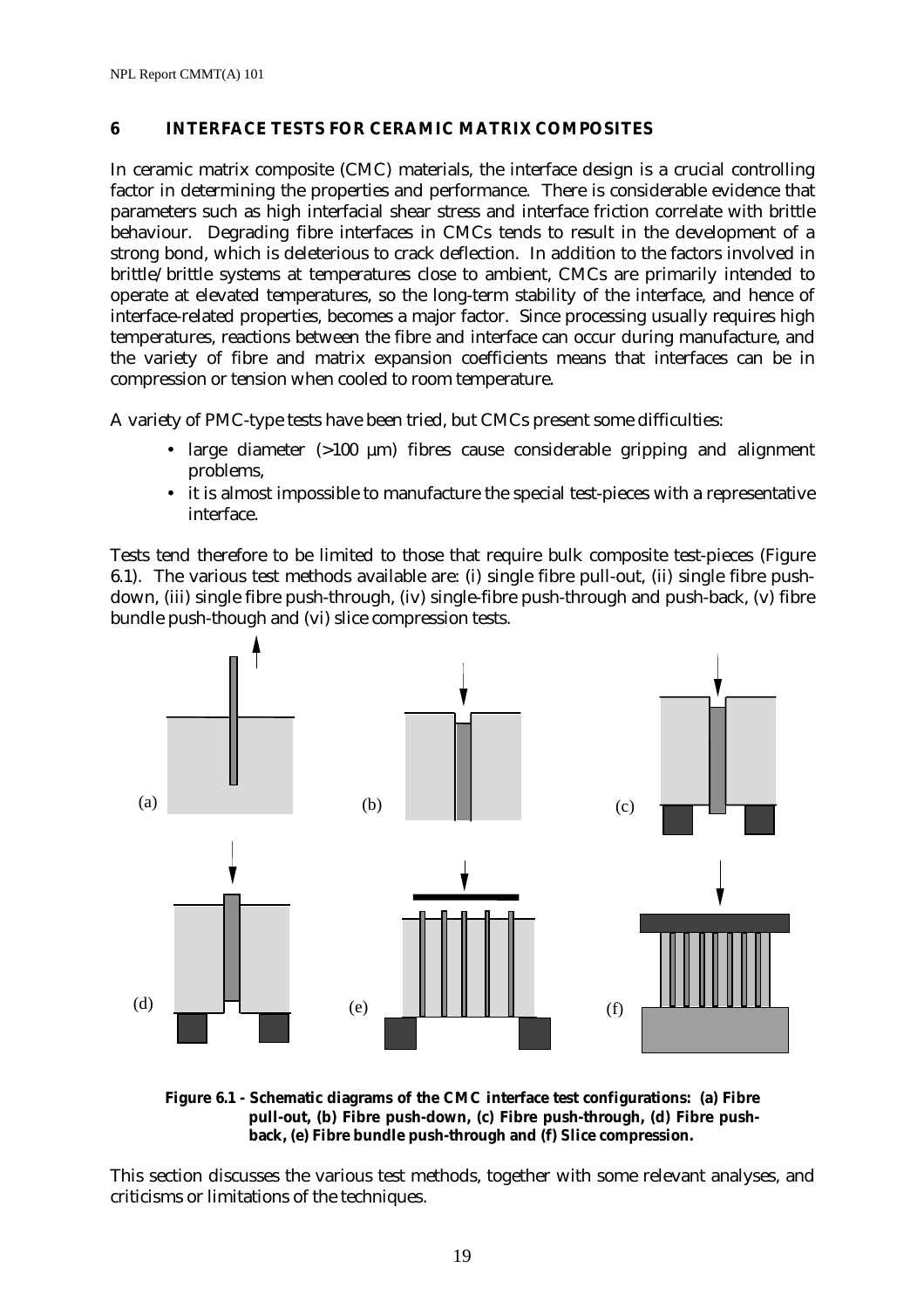## 6 INTERFACE TESTS FOR CERAMIC MATRIX COMPOSITES

In ceramic matrix composite (CMC) materials, the interface design is a crucial controlling factor in determining the properties and performance. There is considerable evidence that parameters such as high interfacial shear stress and interface friction correlate with brittle behaviour. Degrading fibre interfaces in CMCs tends to result in the development of a strong bond, which is deleterious to crack deflection. In addition to the factors involved in brittle/brittle systems at temperatures close to ambient, CMCs are primarily intended to operate at elevated temperatures, so the long-term stability of the interface, and hence of interface-related properties, becomes a major factor. Since processing usually requires high temperatures, reactions between the fibre and interface can occur during manufacture, and the variety of fibre and matrix expansion coefficients means that interfaces can be in compression or tension when cooled to room temperature.

A variety of PMC-type tests have been tried, but CMCs present some difficulties:

- large diameter (>100 μm) fibres cause considerable gripping and alignment problems,
- it is almost impossible to manufacture the special test-pieces with a representative interface.

Tests tend therefore to be limited to those that require bulk composite test-pieces (Figure 6.1). The various test methods available are: (i) single fibre pull-out, (ii) single fibre push-down, (iii) single fibre push-through, (iv) single-fibre push-through and push-back, (v) fibre bundle push-though and (vi) slice compression tests.

(a)

(b)

(c)

(d)

(e)

(f)

**Figure 6.1 - Schematic diagrams of the CMC interface test configurations: (a) Fibre pull-out, (b) Fibre push-down, (c) Fibre push-through, (d) Fibre push-back, (e) Fibre bundle push-through and (f) Slice compression.**

This section discusses the various test methods, together with some relevant analyses, and criticisms or limitations of the techniques.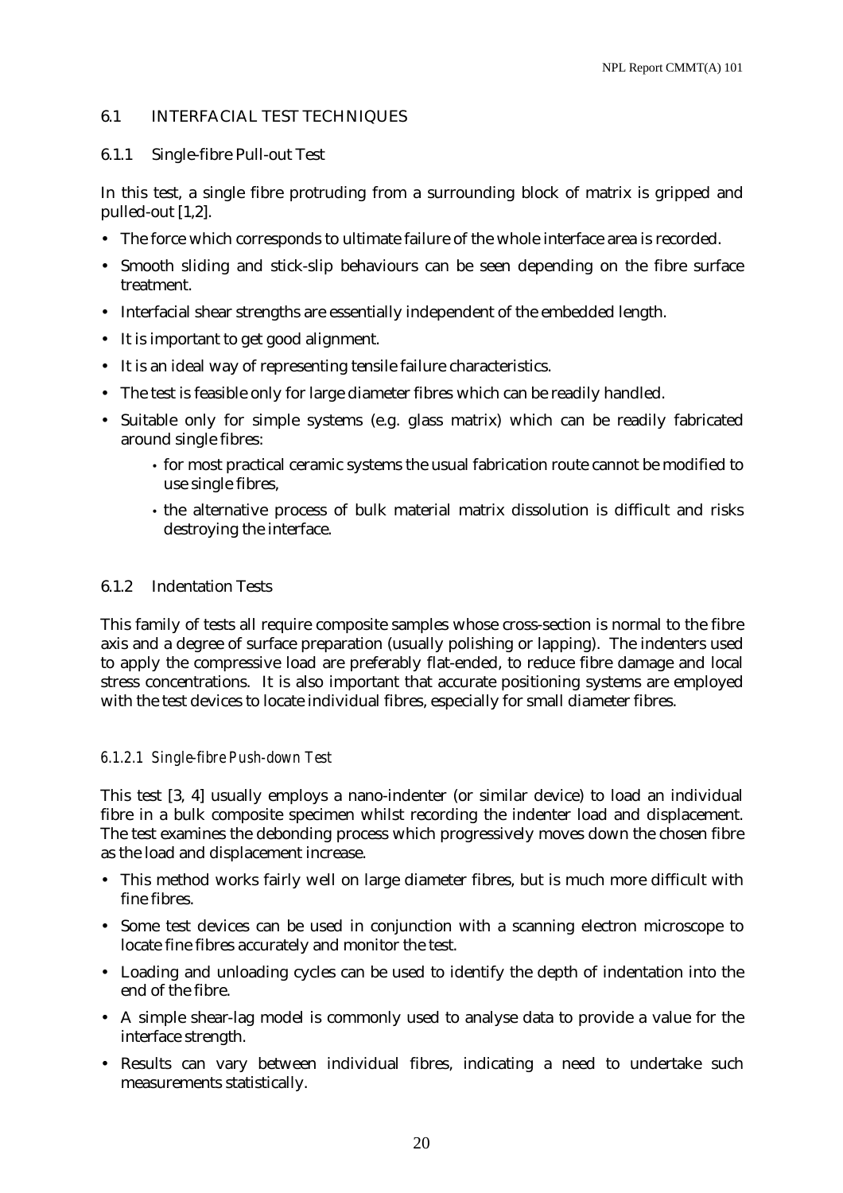## 6.1 INTERFACIAL TEST TECHNIQUES

### 6.1.1 Single-fibre Pull-out Test

In this test, a single fibre protruding from a surrounding block of matrix is gripped and pulled-out [1,2].

- The force which corresponds to ultimate failure of the whole interface area is recorded.
- Smooth sliding and stick-slip behaviours can be seen depending on the fibre surface treatment.
- Interfacial shear strengths are essentially independent of the embedded length.
- It is important to get good alignment.
- It is an ideal way of representing tensile failure characteristics.
- The test is feasible only for large diameter fibres which can be readily handled.
- Suitable only for simple systems (e.g. glass matrix) which can be readily fabricated around single fibres:
    - for most practical ceramic systems the usual fabrication route cannot be modified to use single fibres,
    - the alternative process of bulk material matrix dissolution is difficult and risks destroying the interface.

### 6.1.2 Indentation Tests

This family of tests all require composite samples whose cross-section is normal to the fibre axis and a degree of surface preparation (usually polishing or lapping). The indenters used to apply the compressive load are preferably flat-ended, to reduce fibre damage and local stress concentrations. It is also important that accurate positioning systems are employed with the test devices to locate individual fibres, especially for small diameter fibres.

#### *6.1.2.1 Single-fibre Push-down Test*

This test [3, 4] usually employs a nano-indenter (or similar device) to load an individual fibre in a bulk composite specimen whilst recording the indenter load and displacement. The test examines the debonding process which progressively moves down the chosen fibre as the load and displacement increase.

- This method works fairly well on large diameter fibres, but is much more difficult with fine fibres.
- Some test devices can be used in conjunction with a scanning electron microscope to locate fine fibres accurately and monitor the test.
- Loading and unloading cycles can be used to identify the depth of indentation into the end of the fibre.
- A simple shear-lag model is commonly used to analyse data to provide a value for the interface strength.
- Results can vary between individual fibres, indicating a need to undertake such measurements statistically.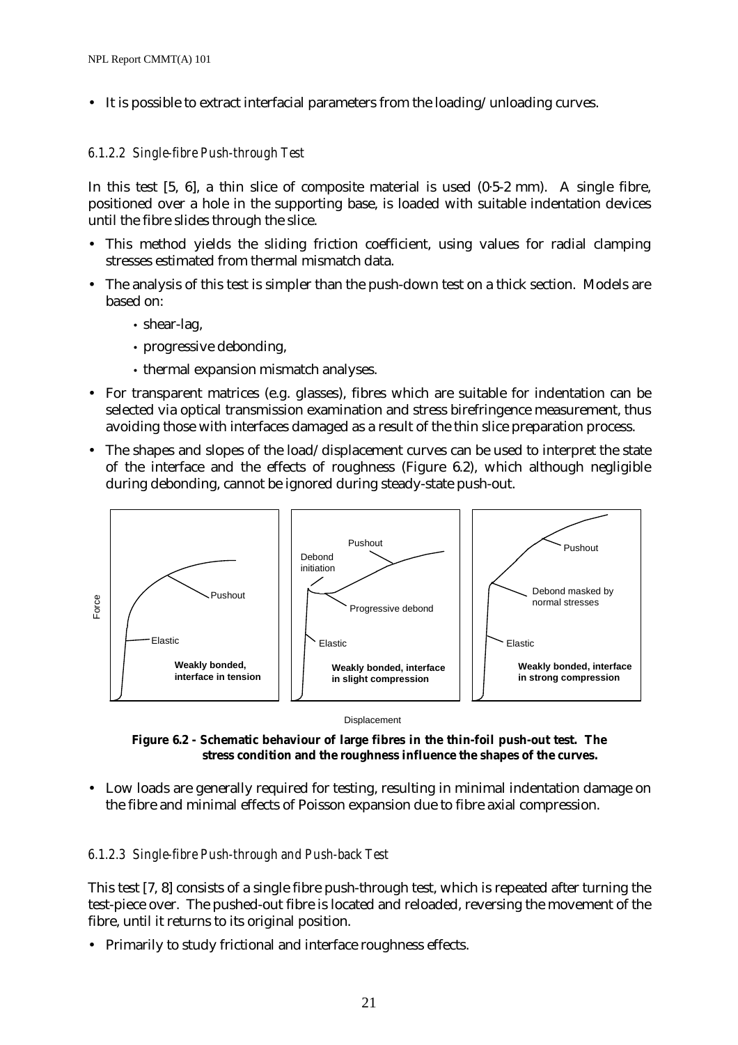- It is possible to extract interfacial parameters from the loading/unloading curves.

### *6.1.2.2 Single-fibre Push-through Test*

In this test [5, 6], a thin slice of composite material is used (0·5-2 mm). A single fibre, positioned over a hole in the supporting base, is loaded with suitable indentation devices until the fibre slides through the slice.

- This method yields the sliding friction coefficient, using values for radial clamping stresses estimated from thermal mismatch data.
- The analysis of this test is simpler than the push-down test on a thick section. Models are based on:
  - shear-lag,
  - progressive debonding,
  - thermal expansion mismatch analyses.
- For transparent matrices (e.g. glasses), fibres which are suitable for indentation can be selected via optical transmission examination and stress birefringence measurement, thus avoiding those with interfaces damaged as a result of the thin slice preparation process.
- The shapes and slopes of the load/displacement curves can be used to interpret the state of the interface and the effects of roughness (Figure 6.2), which although negligible during debonding, cannot be ignored during steady-state push-out.

Force

Elastic
Pushout
**Weakly bonded, interface in tension**

Debond initiation
Pushout
Progressive debond
Elastic
**Weakly bonded, interface in slight compression**

Pushout
Debond masked by normal stresses
Elastic
**Weakly bonded, interface in strong compression**

Displacement

**Figure 6.2 - Schematic behaviour of large fibres in the thin-foil push-out test. The stress condition and the roughness influence the shapes of the curves.**

- Low loads are generally required for testing, resulting in minimal indentation damage on the fibre and minimal effects of Poisson expansion due to fibre axial compression.

### *6.1.2.3 Single-fibre Push-through and Push-back Test*

This test [7, 8] consists of a single fibre push-through test, which is repeated after turning the test-piece over. The pushed-out fibre is located and reloaded, reversing the movement of the fibre, until it returns to its original position.

- Primarily to study frictional and interface roughness effects.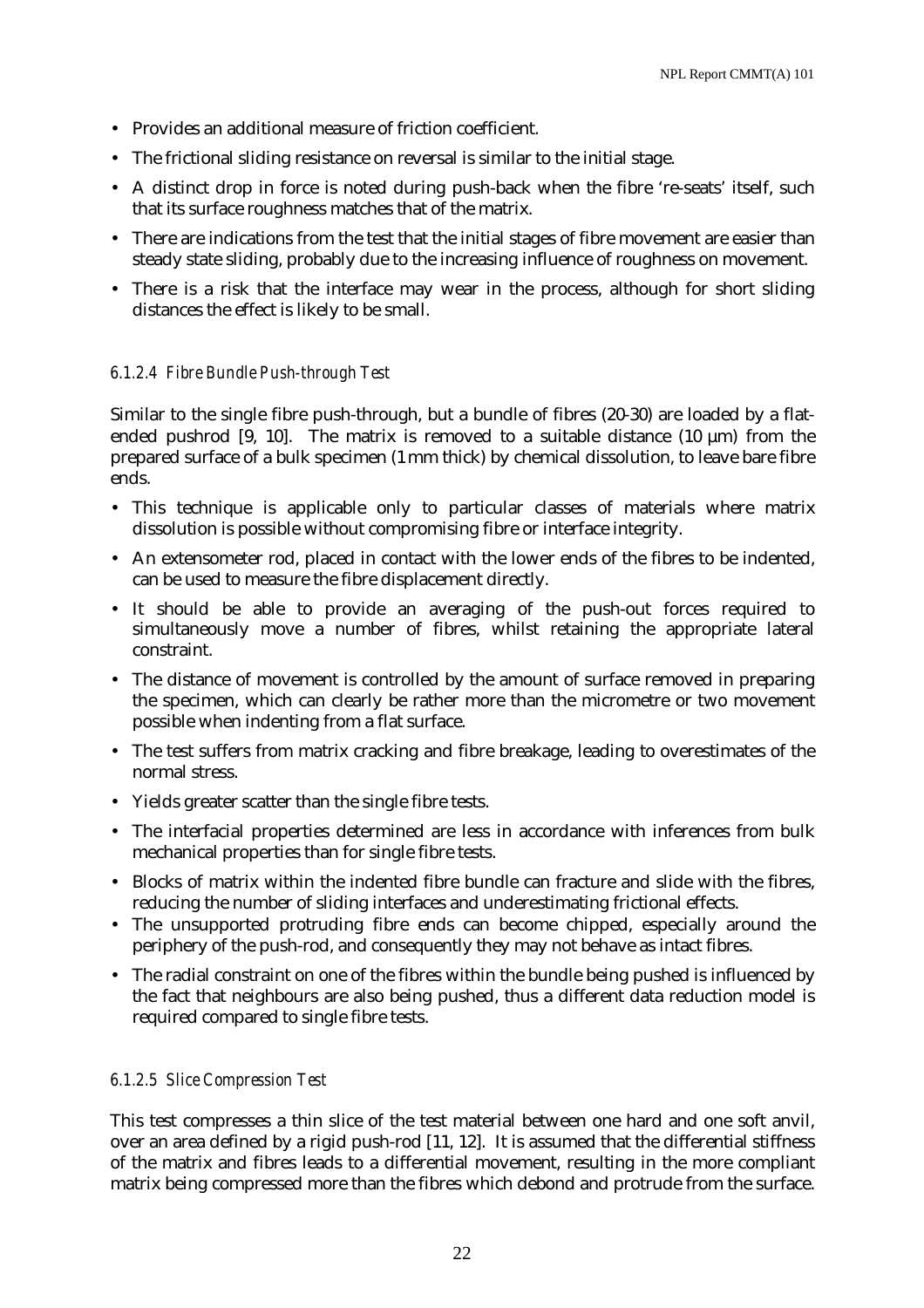- Provides an additional measure of friction coefficient.
- The frictional sliding resistance on reversal is similar to the initial stage.
- A distinct drop in force is noted during push-back when the fibre 're-seats' itself, such that its surface roughness matches that of the matrix.
- There are indications from the test that the initial stages of fibre movement are easier than steady state sliding, probably due to the increasing influence of roughness on movement.
- There is a risk that the interface may wear in the process, although for short sliding distances the effect is likely to be small.

#### *6.1.2.4 Fibre Bundle Push-through Test*

Similar to the single fibre push-through, but a bundle of fibres (20-30) are loaded by a flat-ended pushrod [9, 10]. The matrix is removed to a suitable distance (10 µm) from the prepared surface of a bulk specimen (1 mm thick) by chemical dissolution, to leave bare fibre ends.

- This technique is applicable only to particular classes of materials where matrix dissolution is possible without compromising fibre or interface integrity.
- An extensometer rod, placed in contact with the lower ends of the fibres to be indented, can be used to measure the fibre displacement directly.
- It should be able to provide an averaging of the push-out forces required to simultaneously move a number of fibres, whilst retaining the appropriate lateral constraint.
- The distance of movement is controlled by the amount of surface removed in preparing the specimen, which can clearly be rather more than the micrometre or two movement possible when indenting from a flat surface.
- The test suffers from matrix cracking and fibre breakage, leading to overestimates of the normal stress.
- Yields greater scatter than the single fibre tests.
- The interfacial properties determined are less in accordance with inferences from bulk mechanical properties than for single fibre tests.
- Blocks of matrix within the indented fibre bundle can fracture and slide with the fibres, reducing the number of sliding interfaces and underestimating frictional effects.
- The unsupported protruding fibre ends can become chipped, especially around the periphery of the push-rod, and consequently they may not behave as intact fibres.
- The radial constraint on one of the fibres within the bundle being pushed is influenced by the fact that neighbours are also being pushed, thus a different data reduction model is required compared to single fibre tests.

#### *6.1.2.5 Slice Compression Test*

This test compresses a thin slice of the test material between one hard and one soft anvil, over an area defined by a rigid push-rod [11, 12]. It is assumed that the differential stiffness of the matrix and fibres leads to a differential movement, resulting in the more compliant matrix being compressed more than the fibres which debond and protrude from the surface.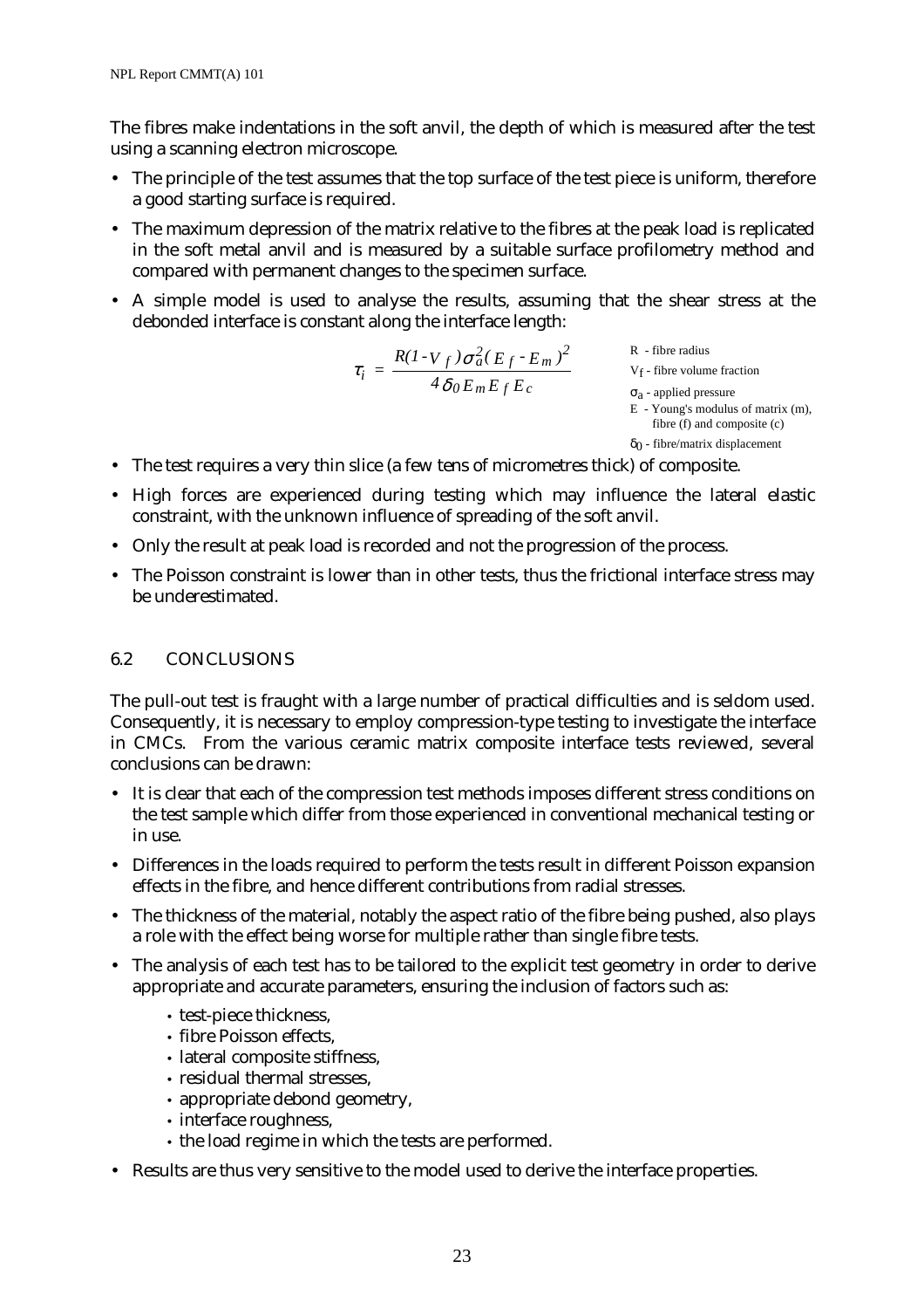The fibres make indentations in the soft anvil, the depth of which is measured after the test using a scanning electron microscope.

- The principle of the test assumes that the top surface of the test piece is uniform, therefore a good starting surface is required.
- The maximum depression of the matrix relative to the fibres at the peak load is replicated in the soft metal anvil and is measured by a suitable surface profilometry method and compared with permanent changes to the specimen surface.
- A simple model is used to analyse the results, assuming that the shear stress at the debonded interface is constant along the interface length:

$$\tau_i = \frac{R(1-V_f)\sigma_a^2(E_f - E_m)^2}{4\delta_0 E_m E_f E_c}$$

R - fibre radius
$V_f$ - fibre volume fraction
$\sigma_a$ - applied pressure
E - Young's modulus of matrix (m), fibre (f) and composite (c)
$\delta_0$ - fibre/matrix displacement

- The test requires a very thin slice (a few tens of micrometres thick) of composite.
- High forces are experienced during testing which may influence the lateral elastic constraint, with the unknown influence of spreading of the soft anvil.
- Only the result at peak load is recorded and not the progression of the process.
- The Poisson constraint is lower than in other tests, thus the frictional interface stress may be underestimated.

## 6.2 CONCLUSIONS

The pull-out test is fraught with a large number of practical difficulties and is seldom used. Consequently, it is necessary to employ compression-type testing to investigate the interface in CMCs. From the various ceramic matrix composite interface tests reviewed, several conclusions can be drawn:

- It is clear that each of the compression test methods imposes different stress conditions on the test sample which differ from those experienced in conventional mechanical testing or in use.
- Differences in the loads required to perform the tests result in different Poisson expansion effects in the fibre, and hence different contributions from radial stresses.
- The thickness of the material, notably the aspect ratio of the fibre being pushed, also plays a role with the effect being worse for multiple rather than single fibre tests.
- The analysis of each test has to be tailored to the explicit test geometry in order to derive appropriate and accurate parameters, ensuring the inclusion of factors such as:
  - test-piece thickness,
  - fibre Poisson effects,
  - lateral composite stiffness,
  - residual thermal stresses,
  - appropriate debond geometry,
  - interface roughness,
  - the load regime in which the tests are performed.
- Results are thus very sensitive to the model used to derive the interface properties.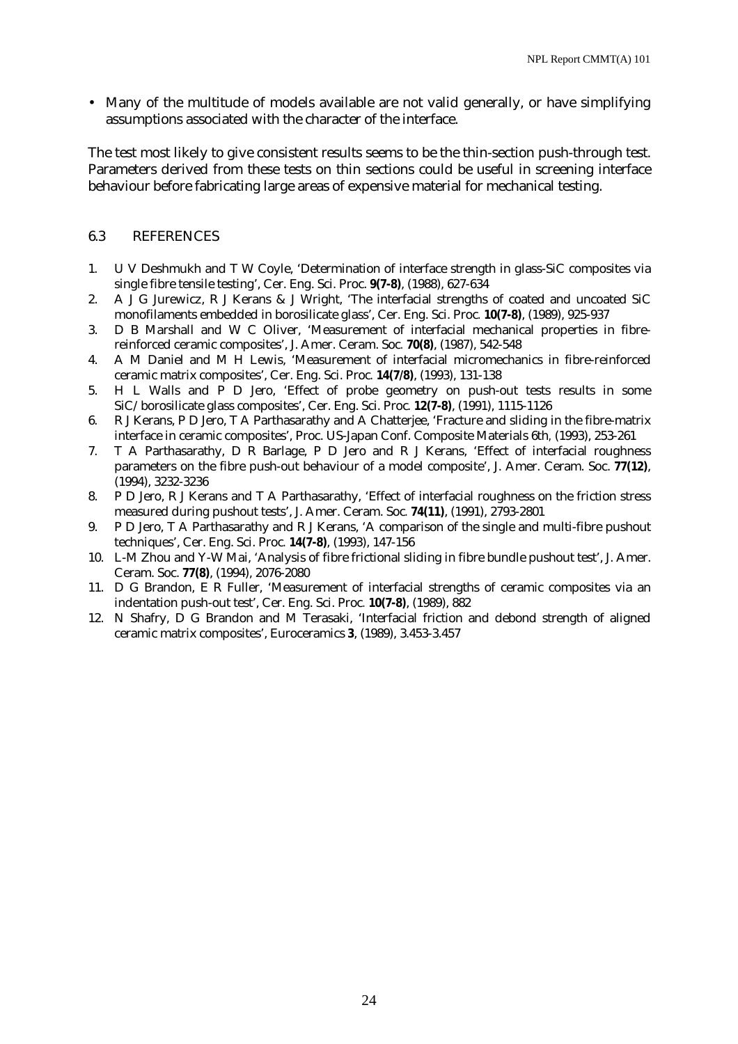- Many of the multitude of models available are not valid generally, or have simplifying assumptions associated with the character of the interface.

The test most likely to give consistent results seems to be the thin-section push-through test. Parameters derived from these tests on thin sections could be useful in screening interface behaviour before fabricating large areas of expensive material for mechanical testing.

## 6.3 REFERENCES

1. U V Deshmukh and T W Coyle, 'Determination of interface strength in glass-SiC composites via single fibre tensile testing', Cer. Eng. Sci. Proc. **9(7-8)**, (1988), 627-634
2. A J G Jurewicz, R J Kerans & J Wright, 'The interfacial strengths of coated and uncoated SiC monofilaments embedded in borosilicate glass', Cer. Eng. Sci. Proc. **10(7-8)**, (1989), 925-937
3. D B Marshall and W C Oliver, 'Measurement of interfacial mechanical properties in fibre-reinforced ceramic composites', J. Amer. Ceram. Soc. **70(8)**, (1987), 542-548
4. A M Daniel and M H Lewis, 'Measurement of interfacial micromechanics in fibre-reinforced ceramic matrix composites', Cer. Eng. Sci. Proc. **14(7/8)**, (1993), 131-138
5. H L Walls and P D Jero, 'Effect of probe geometry on push-out tests results in some SiC/borosilicate glass composites', Cer. Eng. Sci. Proc. **12(7-8)**, (1991), 1115-1126
6. R J Kerans, P D Jero, T A Parthasarathy and A Chatterjee, 'Fracture and sliding in the fibre-matrix interface in ceramic composites', Proc. US-Japan Conf. Composite Materials 6th, (1993), 253-261
7. T A Parthasarathy, D R Barlage, P D Jero and R J Kerans, 'Effect of interfacial roughness parameters on the fibre push-out behaviour of a model composite', J. Amer. Ceram. Soc. **77(12)**, (1994), 3232-3236
8. P D Jero, R J Kerans and T A Parthasarathy, 'Effect of interfacial roughness on the friction stress measured during pushout tests', J. Amer. Ceram. Soc. **74(11)**, (1991), 2793-2801
9. P D Jero, T A Parthasarathy and R J Kerans, 'A comparison of the single and multi-fibre pushout techniques', Cer. Eng. Sci. Proc. **14(7-8)**, (1993), 147-156
10. L-M Zhou and Y-W Mai, 'Analysis of fibre frictional sliding in fibre bundle pushout test', J. Amer. Ceram. Soc. **77(8)**, (1994), 2076-2080
11. D G Brandon, E R Fuller, 'Measurement of interfacial strengths of ceramic composites via an indentation push-out test', Cer. Eng. Sci. Proc. **10(7-8)**, (1989), 882
12. N Shafry, D G Brandon and M Terasaki, 'Interfacial friction and debond strength of aligned ceramic matrix composites', Euroceramics **3**, (1989), 3.453-3.457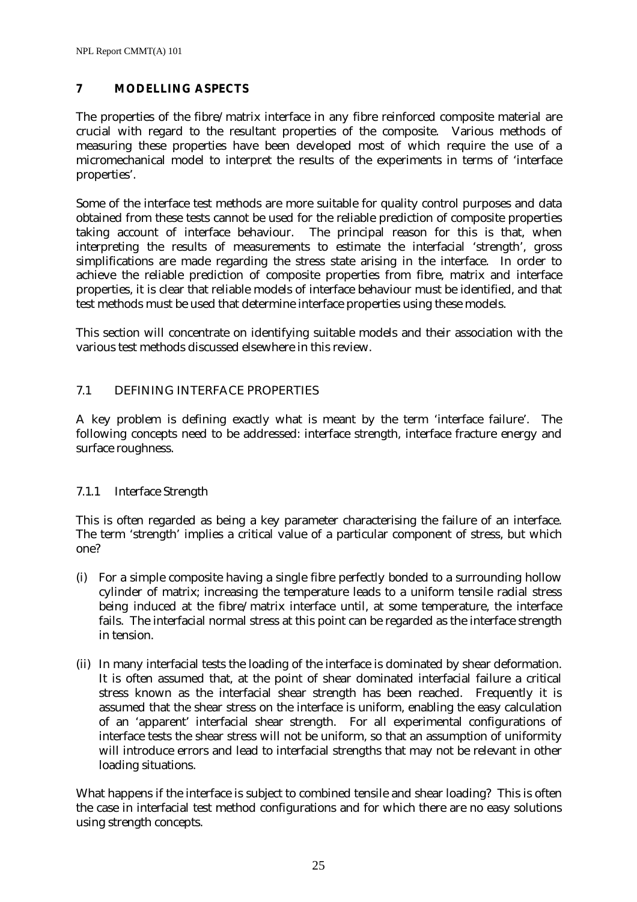## 7 MODELLING ASPECTS

The properties of the fibre/matrix interface in any fibre reinforced composite material are crucial with regard to the resultant properties of the composite. Various methods of measuring these properties have been developed most of which require the use of a micromechanical model to interpret the results of the experiments in terms of 'interface properties'.

Some of the interface test methods are more suitable for quality control purposes and data obtained from these tests cannot be used for the reliable prediction of composite properties taking account of interface behaviour. The principal reason for this is that, when interpreting the results of measurements to estimate the interfacial 'strength', gross simplifications are made regarding the stress state arising in the interface. In order to achieve the reliable prediction of composite properties from fibre, matrix and interface properties, it is clear that reliable models of interface behaviour must be identified, and that test methods must be used that determine interface properties using these models.

This section will concentrate on identifying suitable models and their association with the various test methods discussed elsewhere in this review.

### 7.1 DEFINING INTERFACE PROPERTIES

A key problem is defining exactly what is meant by the term 'interface failure'. The following concepts need to be addressed: interface strength, interface fracture energy and surface roughness.

#### 7.1.1 Interface Strength

This is often regarded as being a key parameter characterising the failure of an interface. The term 'strength' implies a critical value of a particular component of stress, but which one?

(i) For a simple composite having a single fibre perfectly bonded to a surrounding hollow cylinder of matrix; increasing the temperature leads to a uniform tensile radial stress being induced at the fibre/matrix interface until, at some temperature, the interface fails. The interfacial normal stress at this point can be regarded as the interface strength in tension.

(ii) In many interfacial tests the loading of the interface is dominated by shear deformation. It is often assumed that, at the point of shear dominated interfacial failure a critical stress known as the interfacial shear strength has been reached. Frequently it is assumed that the shear stress on the interface is uniform, enabling the easy calculation of an 'apparent' interfacial shear strength. For all experimental configurations of interface tests the shear stress will not be uniform, so that an assumption of uniformity will introduce errors and lead to interfacial strengths that may not be relevant in other loading situations.

What happens if the interface is subject to combined tensile and shear loading? This is often the case in interfacial test method configurations and for which there are no easy solutions using strength concepts.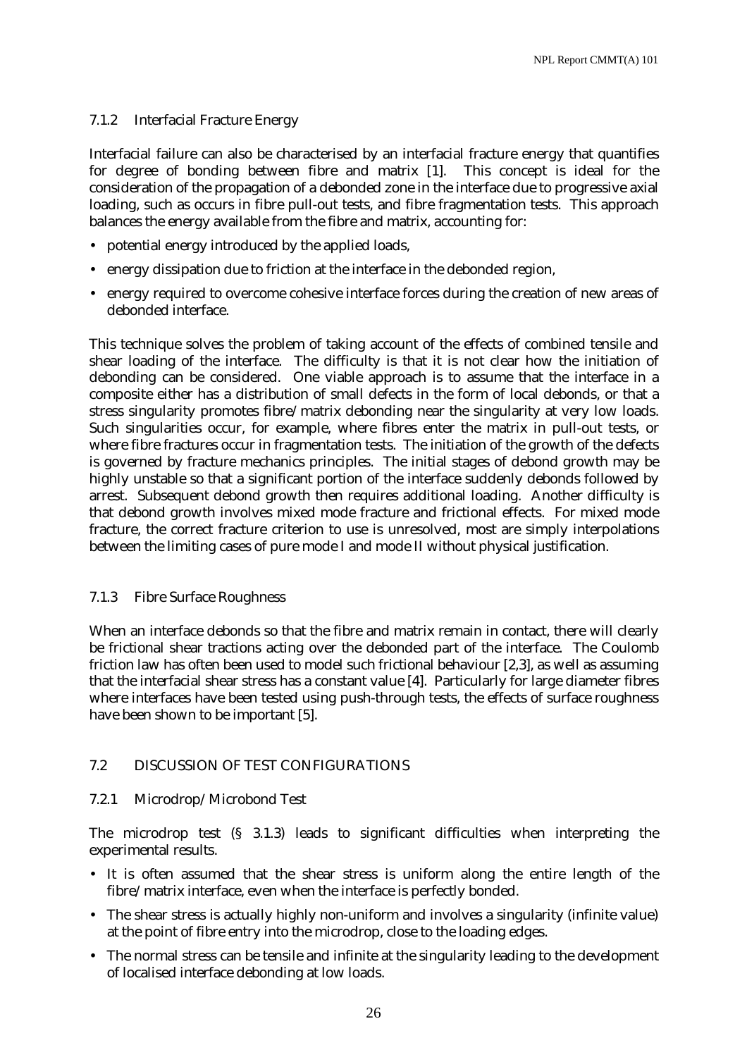### 7.1.2 Interfacial Fracture Energy

Interfacial failure can also be characterised by an interfacial fracture energy that quantifies for degree of bonding between fibre and matrix [1]. This concept is ideal for the consideration of the propagation of a debonded zone in the interface due to progressive axial loading, such as occurs in fibre pull-out tests, and fibre fragmentation tests. This approach balances the energy available from the fibre and matrix, accounting for:

- potential energy introduced by the applied loads,
- energy dissipation due to friction at the interface in the debonded region,
- energy required to overcome cohesive interface forces during the creation of new areas of debonded interface.

This technique solves the problem of taking account of the effects of combined tensile and shear loading of the interface. The difficulty is that it is not clear how the initiation of debonding can be considered. One viable approach is to assume that the interface in a composite either has a distribution of small defects in the form of local debonds, or that a stress singularity promotes fibre/matrix debonding near the singularity at very low loads. Such singularities occur, for example, where fibres enter the matrix in pull-out tests, or where fibre fractures occur in fragmentation tests. The initiation of the growth of the defects is governed by fracture mechanics principles. The initial stages of debond growth may be highly unstable so that a significant portion of the interface suddenly debonds followed by arrest. Subsequent debond growth then requires additional loading. Another difficulty is that debond growth involves mixed mode fracture and frictional effects. For mixed mode fracture, the correct fracture criterion to use is unresolved, most are simply interpolations between the limiting cases of pure mode I and mode II without physical justification.

### 7.1.3 Fibre Surface Roughness

When an interface debonds so that the fibre and matrix remain in contact, there will clearly be frictional shear tractions acting over the debonded part of the interface. The Coulomb friction law has often been used to model such frictional behaviour [2,3], as well as assuming that the interfacial shear stress has a constant value [4]. Particularly for large diameter fibres where interfaces have been tested using push-through tests, the effects of surface roughness have been shown to be important [5].

## 7.2 DISCUSSION OF TEST CONFIGURATIONS

### 7.2.1 Microdrop/Microbond Test

The microdrop test (§ 3.1.3) leads to significant difficulties when interpreting the experimental results.

- It is often assumed that the shear stress is uniform along the entire length of the fibre/matrix interface, even when the interface is perfectly bonded.
- The shear stress is actually highly non-uniform and involves a singularity (infinite value) at the point of fibre entry into the microdrop, close to the loading edges.
- The normal stress can be tensile and infinite at the singularity leading to the development of localised interface debonding at low loads.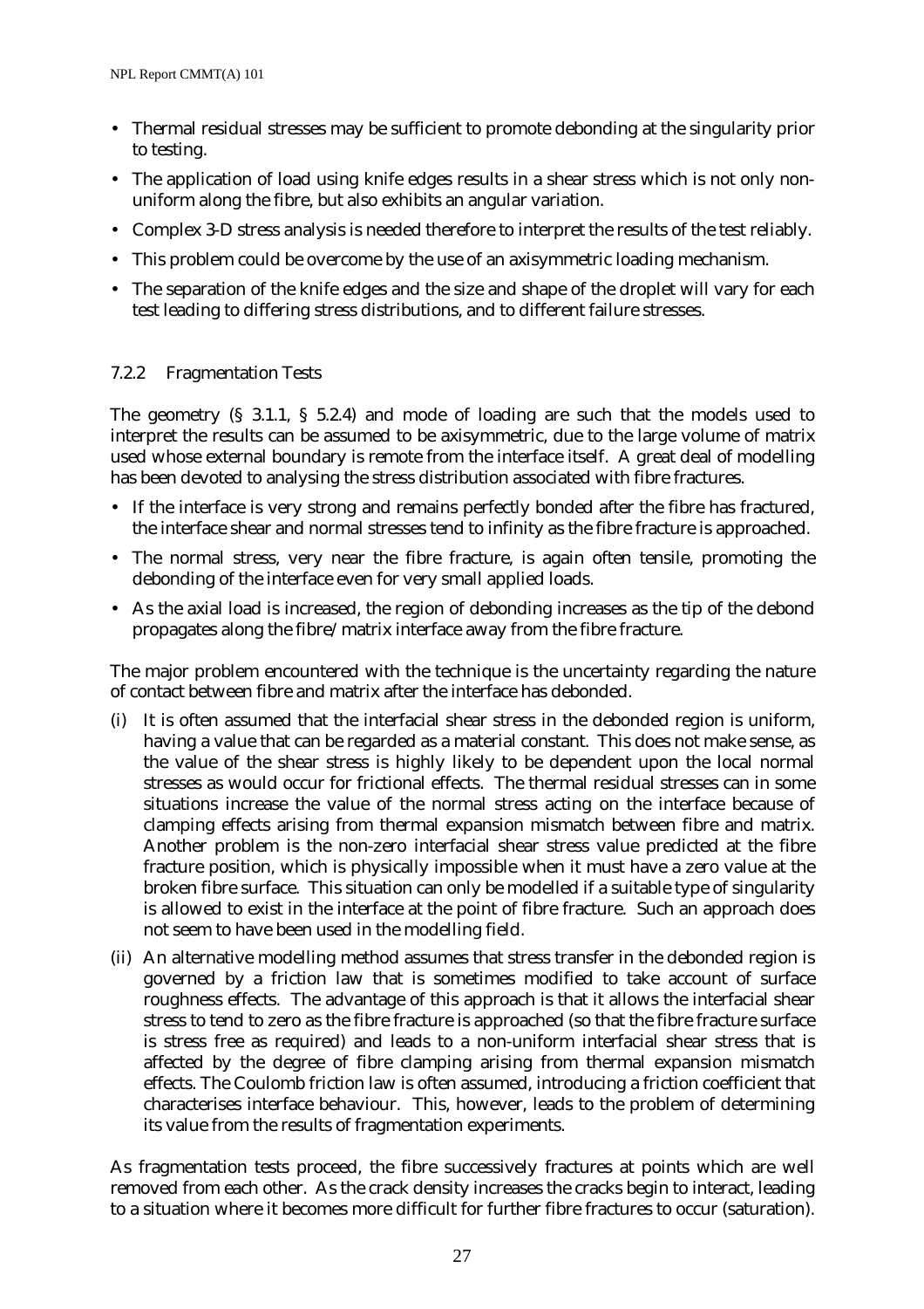- Thermal residual stresses may be sufficient to promote debonding at the singularity prior to testing.
- The application of load using knife edges results in a shear stress which is not only non-uniform along the fibre, but also exhibits an angular variation.
- Complex 3-D stress analysis is needed therefore to interpret the results of the test reliably.
- This problem could be overcome by the use of an axisymmetric loading mechanism.
- The separation of the knife edges and the size and shape of the droplet will vary for each test leading to differing stress distributions, and to different failure stresses.

#### 7.2.2 Fragmentation Tests

The geometry (§ 3.1.1, § 5.2.4) and mode of loading are such that the models used to interpret the results can be assumed to be axisymmetric, due to the large volume of matrix used whose external boundary is remote from the interface itself. A great deal of modelling has been devoted to analysing the stress distribution associated with fibre fractures.

- If the interface is very strong and remains perfectly bonded after the fibre has fractured, the interface shear and normal stresses tend to infinity as the fibre fracture is approached.
- The normal stress, very near the fibre fracture, is again often tensile, promoting the debonding of the interface even for very small applied loads.
- As the axial load is increased, the region of debonding increases as the tip of the debond propagates along the fibre/matrix interface away from the fibre fracture.

The major problem encountered with the technique is the uncertainty regarding the nature of contact between fibre and matrix after the interface has debonded.

(i) It is often assumed that the interfacial shear stress in the debonded region is uniform, having a value that can be regarded as a material constant. This does not make sense, as the value of the shear stress is highly likely to be dependent upon the local normal stresses as would occur for frictional effects. The thermal residual stresses can in some situations increase the value of the normal stress acting on the interface because of clamping effects arising from thermal expansion mismatch between fibre and matrix. Another problem is the non-zero interfacial shear stress value predicted at the fibre fracture position, which is physically impossible when it must have a zero value at the broken fibre surface. This situation can only be modelled if a suitable type of singularity is allowed to exist in the interface at the point of fibre fracture. Such an approach does not seem to have been used in the modelling field.

(ii) An alternative modelling method assumes that stress transfer in the debonded region is governed by a friction law that is sometimes modified to take account of surface roughness effects. The advantage of this approach is that it allows the interfacial shear stress to tend to zero as the fibre fracture is approached (so that the fibre fracture surface is stress free as required) and leads to a non-uniform interfacial shear stress that is affected by the degree of fibre clamping arising from thermal expansion mismatch effects. The Coulomb friction law is often assumed, introducing a friction coefficient that characterises interface behaviour. This, however, leads to the problem of determining its value from the results of fragmentation experiments.

As fragmentation tests proceed, the fibre successively fractures at points which are well removed from each other. As the crack density increases the cracks begin to interact, leading to a situation where it becomes more difficult for further fibre fractures to occur (saturation).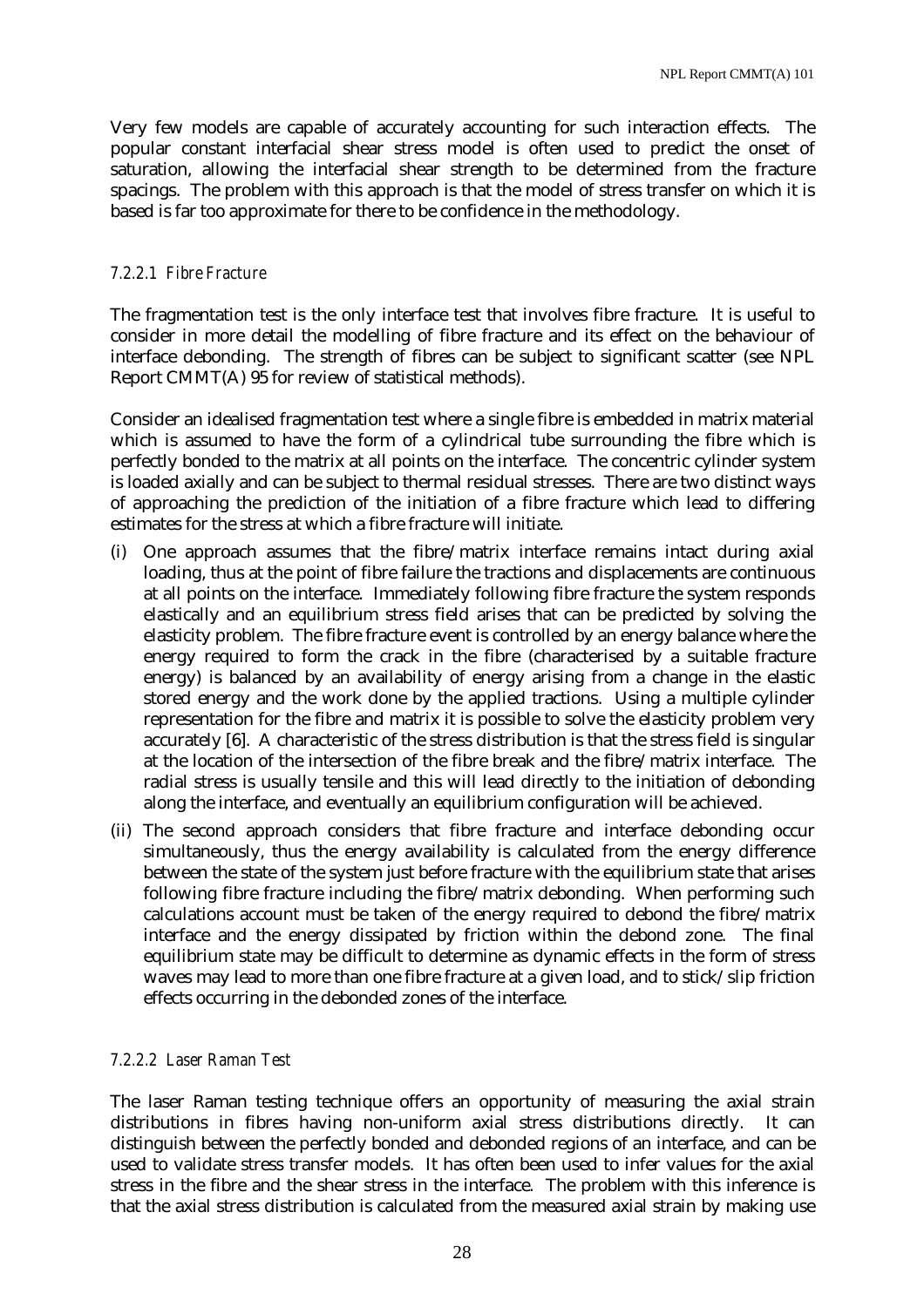Very few models are capable of accurately accounting for such interaction effects. The popular constant interfacial shear stress model is often used to predict the onset of saturation, allowing the interfacial shear strength to be determined from the fracture spacings. The problem with this approach is that the model of stress transfer on which it is based is far too approximate for there to be confidence in the methodology.

#### *7.2.2.1 Fibre Fracture*

The fragmentation test is the only interface test that involves fibre fracture. It is useful to consider in more detail the modelling of fibre fracture and its effect on the behaviour of interface debonding. The strength of fibres can be subject to significant scatter (see NPL Report CMMT(A) 95 for review of statistical methods).

Consider an idealised fragmentation test where a single fibre is embedded in matrix material which is assumed to have the form of a cylindrical tube surrounding the fibre which is perfectly bonded to the matrix at all points on the interface. The concentric cylinder system is loaded axially and can be subject to thermal residual stresses. There are two distinct ways of approaching the prediction of the initiation of a fibre fracture which lead to differing estimates for the stress at which a fibre fracture will initiate.

(i) One approach assumes that the fibre/matrix interface remains intact during axial loading, thus at the point of fibre failure the tractions and displacements are continuous at all points on the interface. Immediately following fibre fracture the system responds elastically and an equilibrium stress field arises that can be predicted by solving the elasticity problem. The fibre fracture event is controlled by an energy balance where the energy required to form the crack in the fibre (characterised by a suitable fracture energy) is balanced by an availability of energy arising from a change in the elastic stored energy and the work done by the applied tractions. Using a multiple cylinder representation for the fibre and matrix it is possible to solve the elasticity problem very accurately [6]. A characteristic of the stress distribution is that the stress field is singular at the location of the intersection of the fibre break and the fibre/matrix interface. The radial stress is usually tensile and this will lead directly to the initiation of debonding along the interface, and eventually an equilibrium configuration will be achieved.

(ii) The second approach considers that fibre fracture and interface debonding occur simultaneously, thus the energy availability is calculated from the energy difference between the state of the system just before fracture with the equilibrium state that arises following fibre fracture including the fibre/matrix debonding. When performing such calculations account must be taken of the energy required to debond the fibre/matrix interface and the energy dissipated by friction within the debond zone. The final equilibrium state may be difficult to determine as dynamic effects in the form of stress waves may lead to more than one fibre fracture at a given load, and to stick/slip friction effects occurring in the debonded zones of the interface.

#### *7.2.2.2 Laser Raman Test*

The laser Raman testing technique offers an opportunity of measuring the axial strain distributions in fibres having non-uniform axial stress distributions directly. It can distinguish between the perfectly bonded and debonded regions of an interface, and can be used to validate stress transfer models. It has often been used to infer values for the axial stress in the fibre and the shear stress in the interface. The problem with this inference is that the axial stress distribution is calculated from the measured axial strain by making use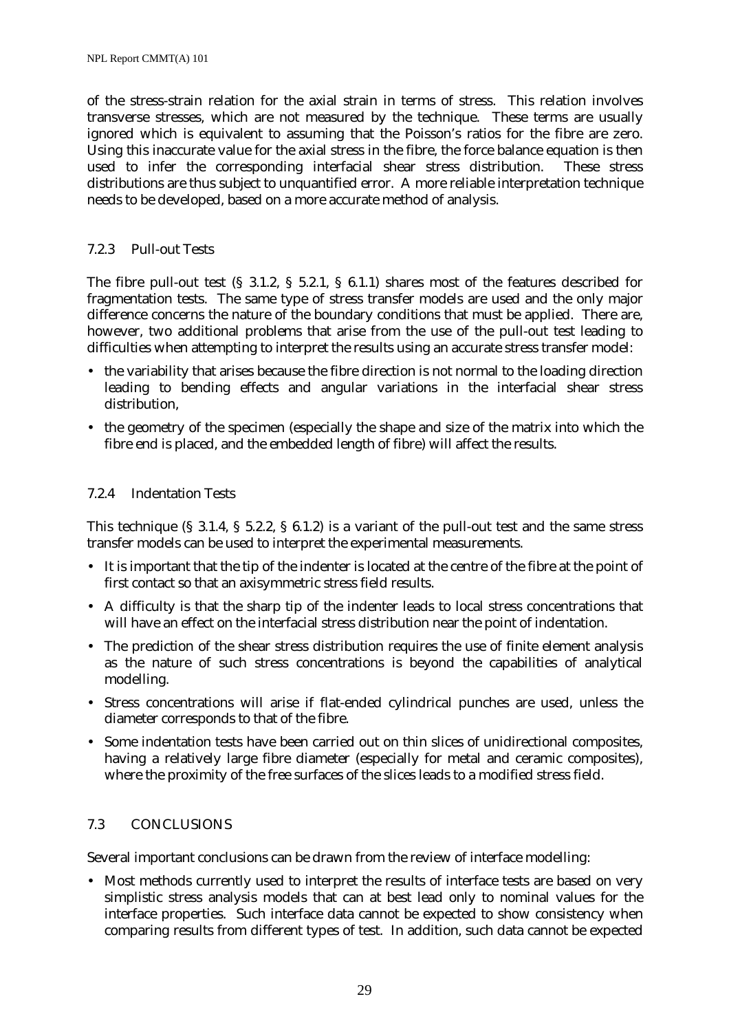of the stress-strain relation for the axial strain in terms of stress. This relation involves transverse stresses, which are not measured by the technique. These terms are usually ignored which is equivalent to assuming that the Poisson's ratios for the fibre are zero. Using this inaccurate value for the axial stress in the fibre, the force balance equation is then used to infer the corresponding interfacial shear stress distribution. These stress distributions are thus subject to unquantified error. A more reliable interpretation technique needs to be developed, based on a more accurate method of analysis.

### 7.2.3 Pull-out Tests

The fibre pull-out test (§ 3.1.2, § 5.2.1, § 6.1.1) shares most of the features described for fragmentation tests. The same type of stress transfer models are used and the only major difference concerns the nature of the boundary conditions that must be applied. There are, however, two additional problems that arise from the use of the pull-out test leading to difficulties when attempting to interpret the results using an accurate stress transfer model:

- the variability that arises because the fibre direction is not normal to the loading direction leading to bending effects and angular variations in the interfacial shear stress distribution,
- the geometry of the specimen (especially the shape and size of the matrix into which the fibre end is placed, and the embedded length of fibre) will affect the results.

### 7.2.4 Indentation Tests

This technique (§ 3.1.4, § 5.2.2, § 6.1.2) is a variant of the pull-out test and the same stress transfer models can be used to interpret the experimental measurements.

- It is important that the tip of the indenter is located at the centre of the fibre at the point of first contact so that an axisymmetric stress field results.
- A difficulty is that the sharp tip of the indenter leads to local stress concentrations that will have an effect on the interfacial stress distribution near the point of indentation.
- The prediction of the shear stress distribution requires the use of finite element analysis as the nature of such stress concentrations is beyond the capabilities of analytical modelling.
- Stress concentrations will arise if flat-ended cylindrical punches are used, unless the diameter corresponds to that of the fibre.
- Some indentation tests have been carried out on thin slices of unidirectional composites, having a relatively large fibre diameter (especially for metal and ceramic composites), where the proximity of the free surfaces of the slices leads to a modified stress field.

## 7.3 CONCLUSIONS

Several important conclusions can be drawn from the review of interface modelling:

- Most methods currently used to interpret the results of interface tests are based on very simplistic stress analysis models that can at best lead only to nominal values for the interface properties. Such interface data cannot be expected to show consistency when comparing results from different types of test. In addition, such data cannot be expected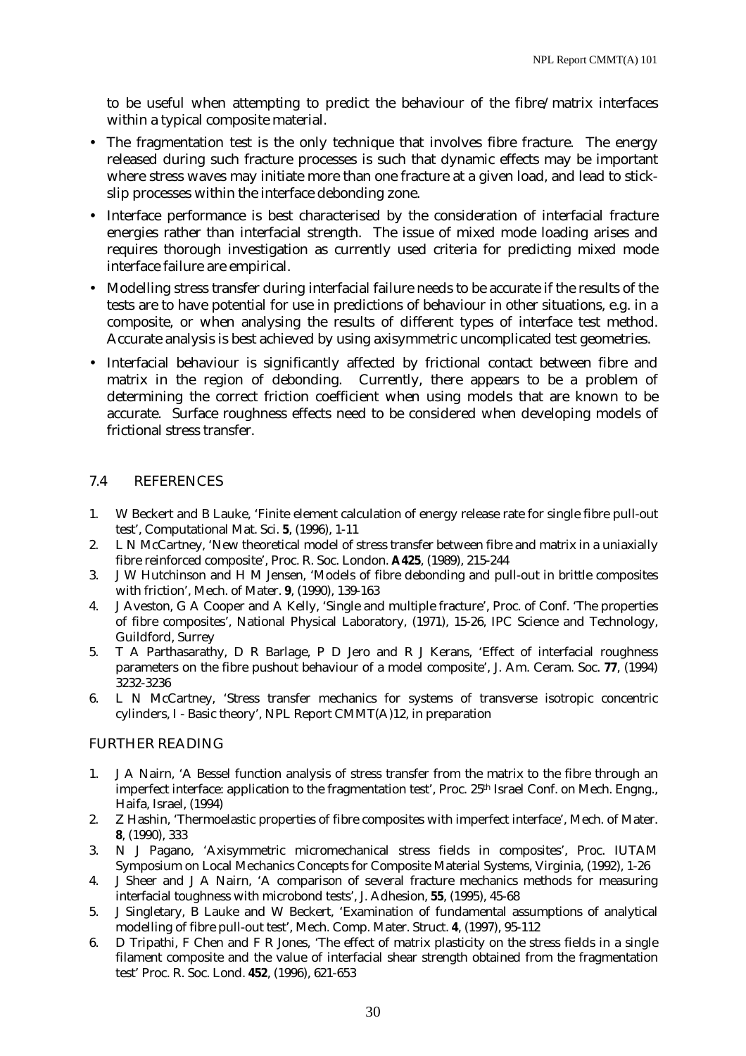to be useful when attempting to predict the behaviour of the fibre/matrix interfaces within a typical composite material.

- The fragmentation test is the only technique that involves fibre fracture. The energy released during such fracture processes is such that dynamic effects may be important where stress waves may initiate more than one fracture at a given load, and lead to stick-slip processes within the interface debonding zone.
- Interface performance is best characterised by the consideration of interfacial fracture energies rather than interfacial strength. The issue of mixed mode loading arises and requires thorough investigation as currently used criteria for predicting mixed mode interface failure are empirical.
- Modelling stress transfer during interfacial failure needs to be accurate if the results of the tests are to have potential for use in predictions of behaviour in other situations, e.g. in a composite, or when analysing the results of different types of interface test method. Accurate analysis is best achieved by using axisymmetric uncomplicated test geometries.
- Interfacial behaviour is significantly affected by frictional contact between fibre and matrix in the region of debonding. Currently, there appears to be a problem of determining the correct friction coefficient when using models that are known to be accurate. Surface roughness effects need to be considered when developing models of frictional stress transfer.

## 7.4 REFERENCES

1. W Beckert and B Lauke, 'Finite element calculation of energy release rate for single fibre pull-out test', Computational Mat. Sci. **5**, (1996), 1-11
2. L N McCartney, 'New theoretical model of stress transfer between fibre and matrix in a uniaxially fibre reinforced composite', Proc. R. Soc. London. **A425**, (1989), 215-244
3. J W Hutchinson and H M Jensen, 'Models of fibre debonding and pull-out in brittle composites with friction', Mech. of Mater. **9**, (1990), 139-163
4. J Aveston, G A Cooper and A Kelly, 'Single and multiple fracture', Proc. of Conf. 'The properties of fibre composites', National Physical Laboratory, (1971), 15-26, IPC Science and Technology, Guildford, Surrey
5. T A Parthasarathy, D R Barlage, P D Jero and R J Kerans, 'Effect of interfacial roughness parameters on the fibre pushout behaviour of a model composite', J. Am. Ceram. Soc. **77**, (1994) 3232-3236
6. L N McCartney, 'Stress transfer mechanics for systems of transverse isotropic concentric cylinders, I - Basic theory', NPL Report CMMT(A)12, in preparation

## FURTHER READING

1. J A Nairn, 'A Bessel function analysis of stress transfer from the matrix to the fibre through an imperfect interface: application to the fragmentation test', Proc. 25th Israel Conf. on Mech. Engng., Haifa, Israel, (1994)
2. Z Hashin, 'Thermoelastic properties of fibre composites with imperfect interface', Mech. of Mater. **8**, (1990), 333
3. N J Pagano, 'Axisymmetric micromechanical stress fields in composites', Proc. IUTAM Symposium on Local Mechanics Concepts for Composite Material Systems, Virginia, (1992), 1-26
4. J Sheer and J A Nairn, 'A comparison of several fracture mechanics methods for measuring interfacial toughness with microbond tests', J. Adhesion, **55**, (1995), 45-68
5. J Singletary, B Lauke and W Beckert, 'Examination of fundamental assumptions of analytical modelling of fibre pull-out test', Mech. Comp. Mater. Struct. **4**, (1997), 95-112
6. D Tripathi, F Chen and F R Jones, 'The effect of matrix plasticity on the stress fields in a single filament composite and the value of interfacial shear strength obtained from the fragmentation test' Proc. R. Soc. Lond. **452**, (1996), 621-653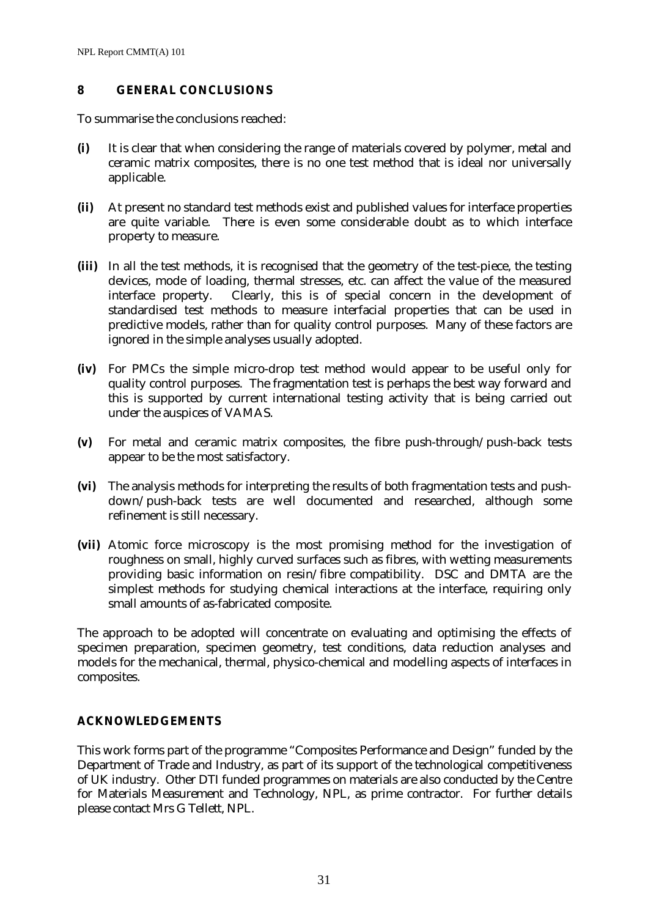## 8 GENERAL CONCLUSIONS

To summarise the conclusions reached:

**(i)** It is clear that when considering the range of materials covered by polymer, metal and ceramic matrix composites, there is no one test method that is ideal nor universally applicable.

**(ii)** At present no standard test methods exist and published values for interface properties are quite variable. There is even some considerable doubt as to which interface property to measure.

**(iii)** In all the test methods, it is recognised that the geometry of the test-piece, the testing devices, mode of loading, thermal stresses, etc. can affect the value of the measured interface property. Clearly, this is of special concern in the development of standardised test methods to measure interfacial properties that can be used in predictive models, rather than for quality control purposes. Many of these factors are ignored in the simple analyses usually adopted.

**(iv)** For PMCs the simple micro-drop test method would appear to be useful only for quality control purposes. The fragmentation test is perhaps the best way forward and this is supported by current international testing activity that is being carried out under the auspices of VAMAS.

**(v)** For metal and ceramic matrix composites, the fibre push-through/push-back tests appear to be the most satisfactory.

**(vi)** The analysis methods for interpreting the results of both fragmentation tests and push-down/push-back tests are well documented and researched, although some refinement is still necessary.

**(vii)** Atomic force microscopy is the most promising method for the investigation of roughness on small, highly curved surfaces such as fibres, with wetting measurements providing basic information on resin/fibre compatibility. DSC and DMTA are the simplest methods for studying chemical interactions at the interface, requiring only small amounts of as-fabricated composite.

The approach to be adopted will concentrate on evaluating and optimising the effects of specimen preparation, specimen geometry, test conditions, data reduction analyses and models for the mechanical, thermal, physico-chemical and modelling aspects of interfaces in composites.

## ACKNOWLEDGEMENTS

This work forms part of the programme "Composites Performance and Design" funded by the Department of Trade and Industry, as part of its support of the technological competitiveness of UK industry. Other DTI funded programmes on materials are also conducted by the Centre for Materials Measurement and Technology, NPL, as prime contractor. For further details please contact Mrs G Tellett, NPL.